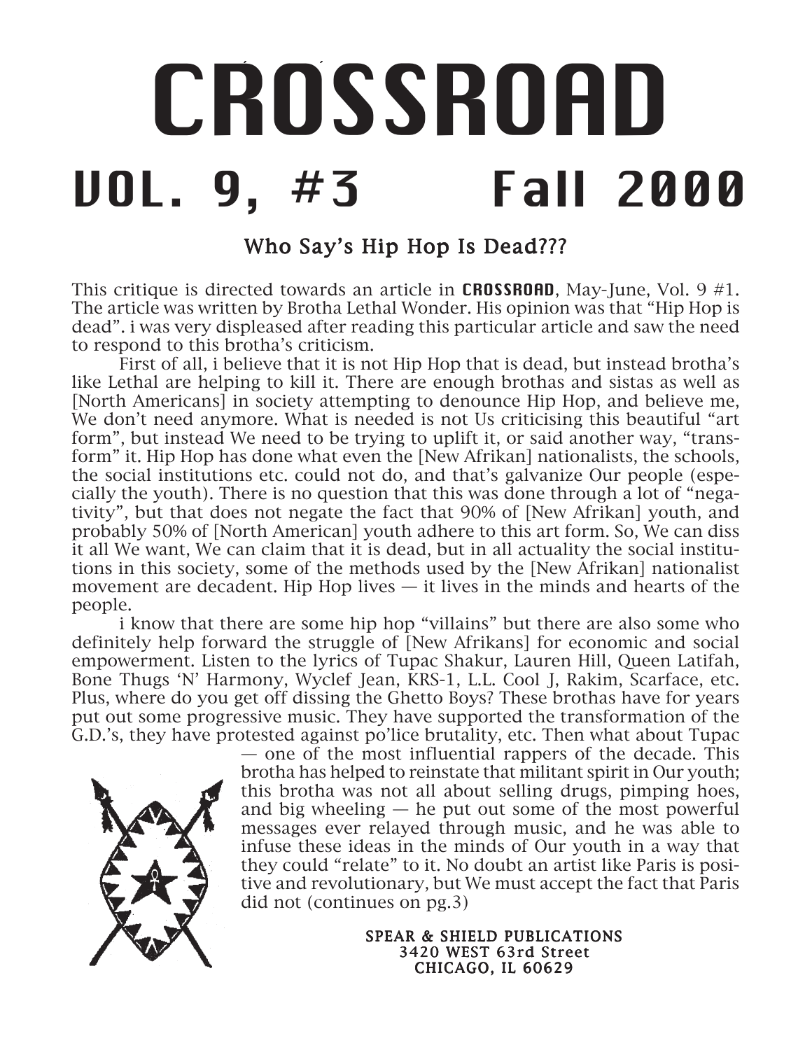# CROSSROAD

## VOL. 9, #3 Fall 2000

### Who Say's Hip Hop Is Dead???

This critique is directed towards an article in **CROSSROAD**, May-June, Vol. 9 #1. The article was written by Brotha Lethal Wonder. His opinion was that "Hip Hop is dead". i was very displeased after reading this particular article and saw the need to respond to this brotha's criticism.

First of all, i believe that it is not Hip Hop that is dead, but instead brotha's like Lethal are helping to kill it. There are enough brothas and sistas as well as [North Americans] in society attempting to denounce Hip Hop, and believe me, We don't need anymore. What is needed is not Us criticising this beautiful "art form", but instead We need to be trying to uplift it, or said another way, "transform" it. Hip Hop has done what even the [New Afrikan] nationalists, the schools, the social institutions etc. could not do, and that's galvanize Our people (especially the youth). There is no question that this was done through a lot of "negativity", but that does not negate the fact that 90% of [New Afrikan] youth, and probably 50% of [North American] youth adhere to this art form. So, We can diss it all We want, We can claim that it is dead, but in all actuality the social institutions in this society, some of the methods used by the [New Afrikan] nationalist movement are decadent. Hip Hop lives — it lives in the minds and hearts of the people.

i know that there are some hip hop "villains" but there are also some who definitely help forward the struggle of [New Afrikans] for economic and social empowerment. Listen to the lyrics of Tupac Shakur, Lauren Hill, Queen Latifah, Bone Thugs 'N' Harmony, Wyclef Jean, KRS-1, L.L. Cool J, Rakim, Scarface, etc. Plus, where do you get off dissing the Ghetto Boys? These brothas have for years put out some progressive music. They have supported the transformation of the G.D.'s, they have protested against po'lice brutality, etc. Then what about Tupac — one of the most influential rappers of the decade. This brotha has helped to reinstate that militant spirit in Our youth; this brotha was not all about selling drugs, pimping hoes, and big wheeling — he put out some of the most powerful messages ever relayed through music, and he was able to infuse these ideas in the minds of Our youth in a way that they could "relate" to it. No doubt an artist like Paris is positive and revolutionary, but We must accept the fact that Paris did not (continues on pg.3)

SPEAR & SHIELD PUBLICATIONS
3420 WEST 63rd Street
CHICAGO, IL 60629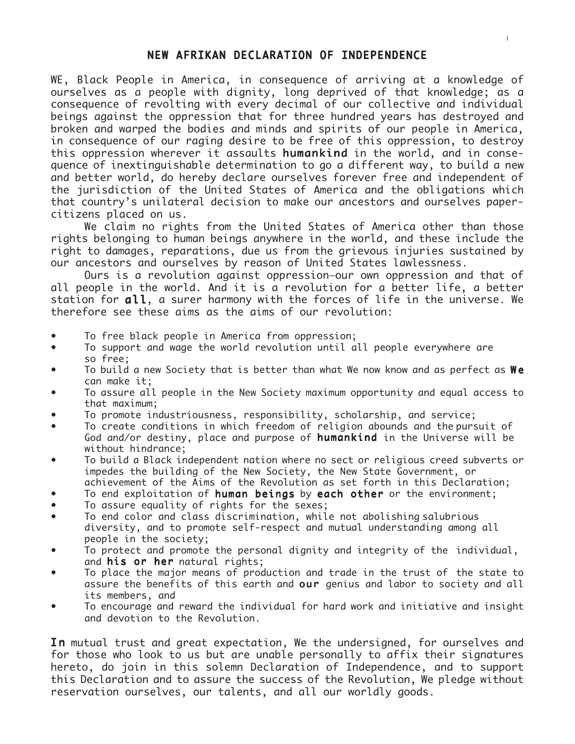# NEW AFRIKAN DECLARATION OF INDEPENDENCE

WE, Black People in America, in consequence of arriving at a knowledge of ourselves as a people with dignity, long deprived of that knowledge; as a consequence of revolting with every decimal of our collective and individual beings against the oppression that for three hundred years has destroyed and broken and warped the bodies and minds and spirits of our people in America, in consequence of our raging desire to be free of this oppression, to destroy this oppression wherever it assaults **humankind** in the world, and in consequence of inextinguishable determination to go a different way, to build a new and better world, do hereby declare ourselves forever free and independent of the jurisdiction of the United States of America and the obligations which that country's unilateral decision to make our ancestors and ourselves paper-citizens placed on us.

We claim no rights from the United States of America other than those rights belonging to human beings anywhere in the world, and these include the right to damages, reparations, due us from the grievous injuries sustained by our ancestors and ourselves by reason of United States lawlessness.

Ours is a revolution against oppression—our own oppression and that of all people in the world. And it is a revolution for a better life, a better station for **all**, a surer harmony with the forces of life in the universe. We therefore see these aims as the aims of our revolution:

- To free black people in America from oppression;
- To support and wage the world revolution until all people everywhere are so free;
- To build a new Society that is better than what We now know and as perfect as **We** can make it;
- To assure all people in the New Society maximum opportunity and equal access to that maximum;
- To promote industriousness, responsibility, scholarship, and service;
- To create conditions in which freedom of religion abounds and the pursuit of God and/or destiny, place and purpose of **humankind** in the Universe will be without hindrance;
- To build a Black independent nation where no sect or religious creed subverts or impedes the building of the New Society, the New State Government, or achievement of the Aims of the Revolution as set forth in this Declaration;
- To end exploitation of **human beings** by **each other** or the environment;
- To assure equality of rights for the sexes;
- To end color and class discrimination, while not abolishing salubrious diversity, and to promote self-respect and mutual understanding among all people in the society;
- To protect and promote the personal dignity and integrity of the individual, and **his or her** natural rights;
- To place the major means of production and trade in the trust of the state to assure the benefits of this earth and **our** genius and labor to society and all its members, and
- To encourage and reward the individual for hard work and initiative and insight and devotion to the Revolution.

**In** mutual trust and great expectation, We the undersigned, for ourselves and for those who look to us but are unable personally to affix their signatures hereto, do join in this solemn Declaration of Independence, and to support this Declaration and to assure the success of the Revolution, We pledge without reservation ourselves, our talents, and all our worldly goods.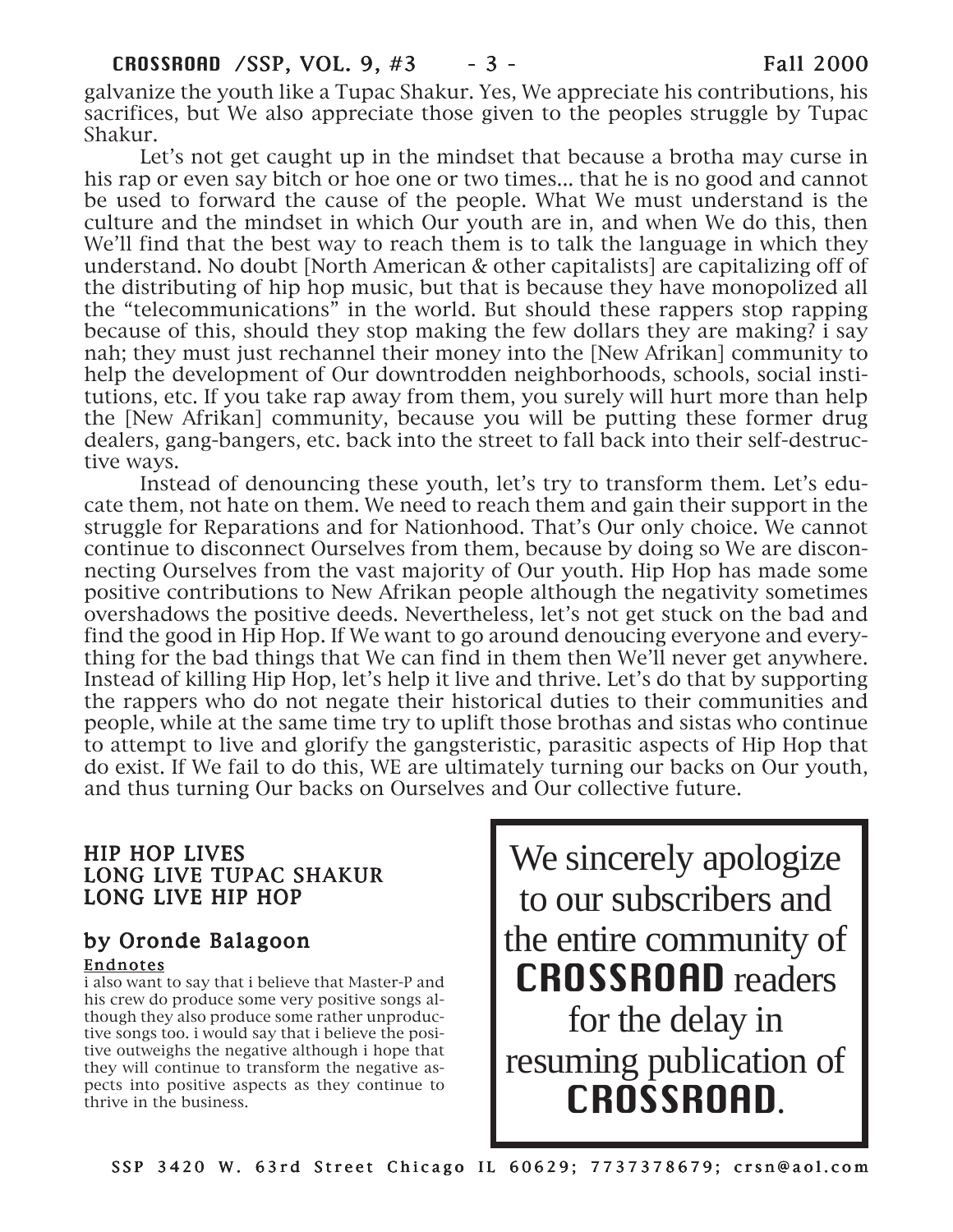galvanize the youth like a Tupac Shakur. Yes, We appreciate his contributions, his sacrifices, but We also appreciate those given to the peoples struggle by Tupac Shakur.

Let's not get caught up in the mindset that because a brotha may curse in his rap or even say bitch or hoe one or two times... that he is no good and cannot be used to forward the cause of the people. What We must understand is the culture and the mindset in which Our youth are in, and when We do this, then We'll find that the best way to reach them is to talk the language in which they understand. No doubt [North American & other capitalists] are capitalizing off of the distributing of hip hop music, but that is because they have monopolized all the "telecommunications" in the world. But should these rappers stop rapping because of this, should they stop making the few dollars they are making? i say nah; they must just rechannel their money into the [New Afrikan] community to help the development of Our downtrodden neighborhoods, schools, social institutions, etc. If you take rap away from them, you surely will hurt more than help the [New Afrikan] community, because you will be putting these former drug dealers, gang-bangers, etc. back into the street to fall back into their self-destructive ways.

Instead of denouncing these youth, let's try to transform them. Let's educate them, not hate on them. We need to reach them and gain their support in the struggle for Reparations and for Nationhood. That's Our only choice. We cannot continue to disconnect Ourselves from them, because by doing so We are disconnecting Ourselves from the vast majority of Our youth. Hip Hop has made some positive contributions to New Afrikan people although the negativity sometimes overshadows the positive deeds. Nevertheless, let's not get stuck on the bad and find the good in Hip Hop. If We want to go around denoucing everyone and everything for the bad things that We can find in them then We'll never get anywhere. Instead of killing Hip Hop, let's help it live and thrive. Let's do that by supporting the rappers who do not negate their historical duties to their communities and people, while at the same time try to uplift those brothas and sistas who continue to attempt to live and glorify the gangsteristic, parasitic aspects of Hip Hop that do exist. If We fail to do this, WE are ultimately turning our backs on Our youth, and thus turning Our backs on Ourselves and Our collective future.

**HIP HOP LIVES**
**LONG LIVE TUPAC SHAKUR**
**LONG LIVE HIP HOP**

**by Oronde Balagoon**

**Endnotes**

i also want to say that i believe that Master-P and his crew do produce some very positive songs although they also produce some rather unproductive songs too. i would say that i believe the positive outweighs the negative although i hope that they will continue to transform the negative aspects into positive aspects as they continue to thrive in the business.

We sincerely apologize to our subscribers and the entire community of **CROSSROAD** readers for the delay in resuming publication of **CROSSROAD**.

SSP 3420 W. 63rd Street Chicago IL 60629; 7737378679; crsn@aol.com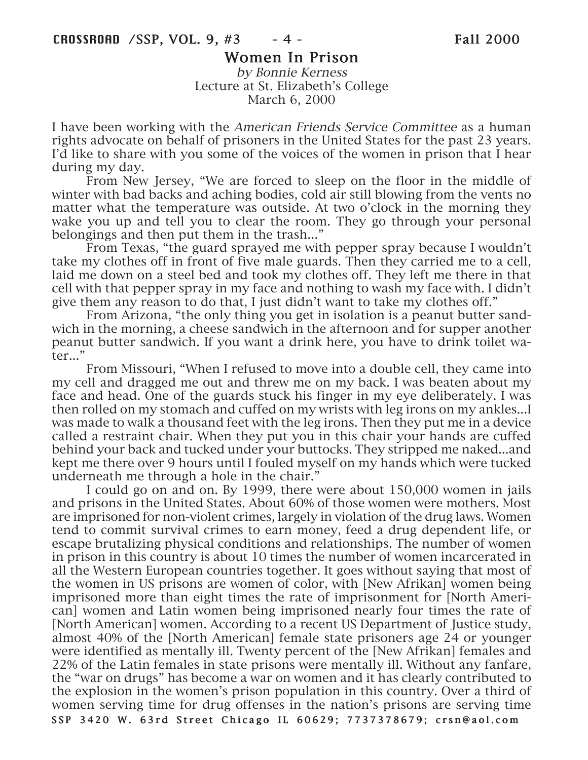## Women In Prison

*by Bonnie Kerness*
Lecture at St. Elizabeth's College
March 6, 2000

I have been working with the *American Friends Service Committee* as a human rights advocate on behalf of prisoners in the United States for the past 23 years. I'd like to share with you some of the voices of the women in prison that I hear during my day.

From New Jersey, "We are forced to sleep on the floor in the middle of winter with bad backs and aching bodies, cold air still blowing from the vents no matter what the temperature was outside. At two o'clock in the morning they wake you up and tell you to clear the room. They go through your personal belongings and then put them in the trash..."

From Texas, "the guard sprayed me with pepper spray because I wouldn't take my clothes off in front of five male guards. Then they carried me to a cell, laid me down on a steel bed and took my clothes off. They left me there in that cell with that pepper spray in my face and nothing to wash my face with. I didn't give them any reason to do that, I just didn't want to take my clothes off."

From Arizona, "the only thing you get in isolation is a peanut butter sandwich in the morning, a cheese sandwich in the afternoon and for supper another peanut butter sandwich. If you want a drink here, you have to drink toilet water..."

From Missouri, "When I refused to move into a double cell, they came into my cell and dragged me out and threw me on my back. I was beaten about my face and head. One of the guards stuck his finger in my eye deliberately. I was then rolled on my stomach and cuffed on my wrists with leg irons on my ankles...I was made to walk a thousand feet with the leg irons. Then they put me in a device called a restraint chair. When they put you in this chair your hands are cuffed behind your back and tucked under your buttocks. They stripped me naked...and kept me there over 9 hours until I fouled myself on my hands which were tucked underneath me through a hole in the chair."

I could go on and on. By 1999, there were about 150,000 women in jails and prisons in the United States. About 60% of those women were mothers. Most are imprisoned for non-violent crimes, largely in violation of the drug laws. Women tend to commit survival crimes to earn money, feed a drug dependent life, or escape brutalizing physical conditions and relationships. The number of women in prison in this country is about 10 times the number of women incarcerated in all the Western European countries together. It goes without saying that most of the women in US prisons are women of color, with [New Afrikan] women being imprisoned more than eight times the rate of imprisonment for [North American] women and Latin women being imprisoned nearly four times the rate of [North American] women. According to a recent US Department of Justice study, almost 40% of the [North American] female state prisoners age 24 or younger were identified as mentally ill. Twenty percent of the [New Afrikan] females and 22% of the Latin females in state prisons were mentally ill. Without any fanfare, the "war on drugs" has become a war on women and it has clearly contributed to the explosion in the women's prison population in this country. Over a third of women serving time for drug offenses in the nation's prisons are serving time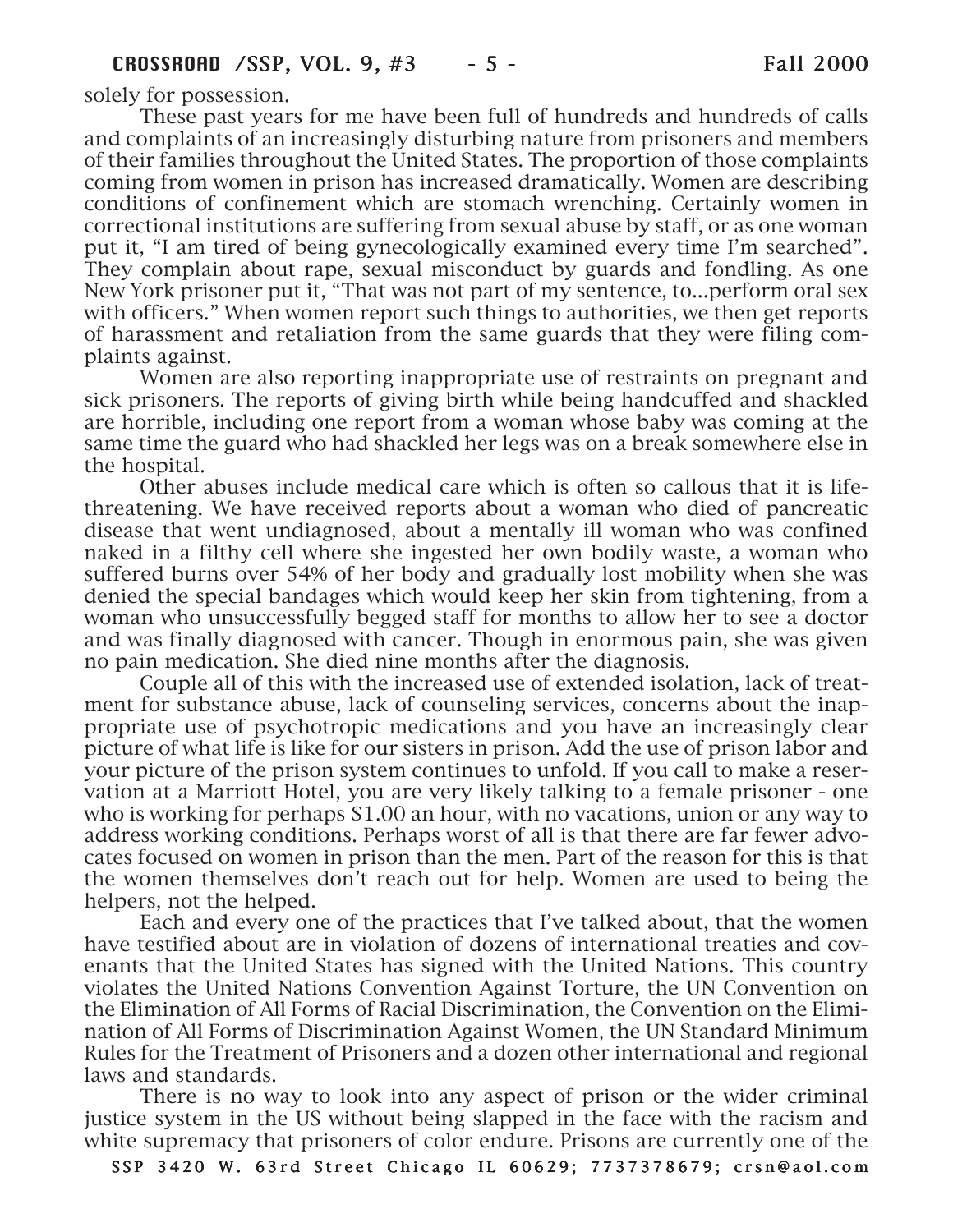solely for possession.

These past years for me have been full of hundreds and hundreds of calls and complaints of an increasingly disturbing nature from prisoners and members of their families throughout the United States. The proportion of those complaints coming from women in prison has increased dramatically. Women are describing conditions of confinement which are stomach wrenching. Certainly women in correctional institutions are suffering from sexual abuse by staff, or as one woman put it, "I am tired of being gynecologically examined every time I'm searched". They complain about rape, sexual misconduct by guards and fondling. As one New York prisoner put it, "That was not part of my sentence, to...perform oral sex with officers." When women report such things to authorities, we then get reports of harassment and retaliation from the same guards that they were filing complaints against.

Women are also reporting inappropriate use of restraints on pregnant and sick prisoners. The reports of giving birth while being handcuffed and shackled are horrible, including one report from a woman whose baby was coming at the same time the guard who had shackled her legs was on a break somewhere else in the hospital.

Other abuses include medical care which is often so callous that it is life-threatening. We have received reports about a woman who died of pancreatic disease that went undiagnosed, about a mentally ill woman who was confined naked in a filthy cell where she ingested her own bodily waste, a woman who suffered burns over 54% of her body and gradually lost mobility when she was denied the special bandages which would keep her skin from tightening, from a woman who unsuccessfully begged staff for months to allow her to see a doctor and was finally diagnosed with cancer. Though in enormous pain, she was given no pain medication. She died nine months after the diagnosis.

Couple all of this with the increased use of extended isolation, lack of treatment for substance abuse, lack of counseling services, concerns about the inappropriate use of psychotropic medications and you have an increasingly clear picture of what life is like for our sisters in prison. Add the use of prison labor and your picture of the prison system continues to unfold. If you call to make a reservation at a Marriott Hotel, you are very likely talking to a female prisoner - one who is working for perhaps $1.00 an hour, with no vacations, union or any way to address working conditions. Perhaps worst of all is that there are far fewer advocates focused on women in prison than the men. Part of the reason for this is that the women themselves don't reach out for help. Women are used to being the helpers, not the helped.

Each and every one of the practices that I've talked about, that the women have testified about are in violation of dozens of international treaties and covenants that the United States has signed with the United Nations. This country violates the United Nations Convention Against Torture, the UN Convention on the Elimination of All Forms of Racial Discrimination, the Convention on the Elimination of All Forms of Discrimination Against Women, the UN Standard Minimum Rules for the Treatment of Prisoners and a dozen other international and regional laws and standards.

There is no way to look into any aspect of prison or the wider criminal justice system in the US without being slapped in the face with the racism and white supremacy that prisoners of color endure. Prisons are currently one of the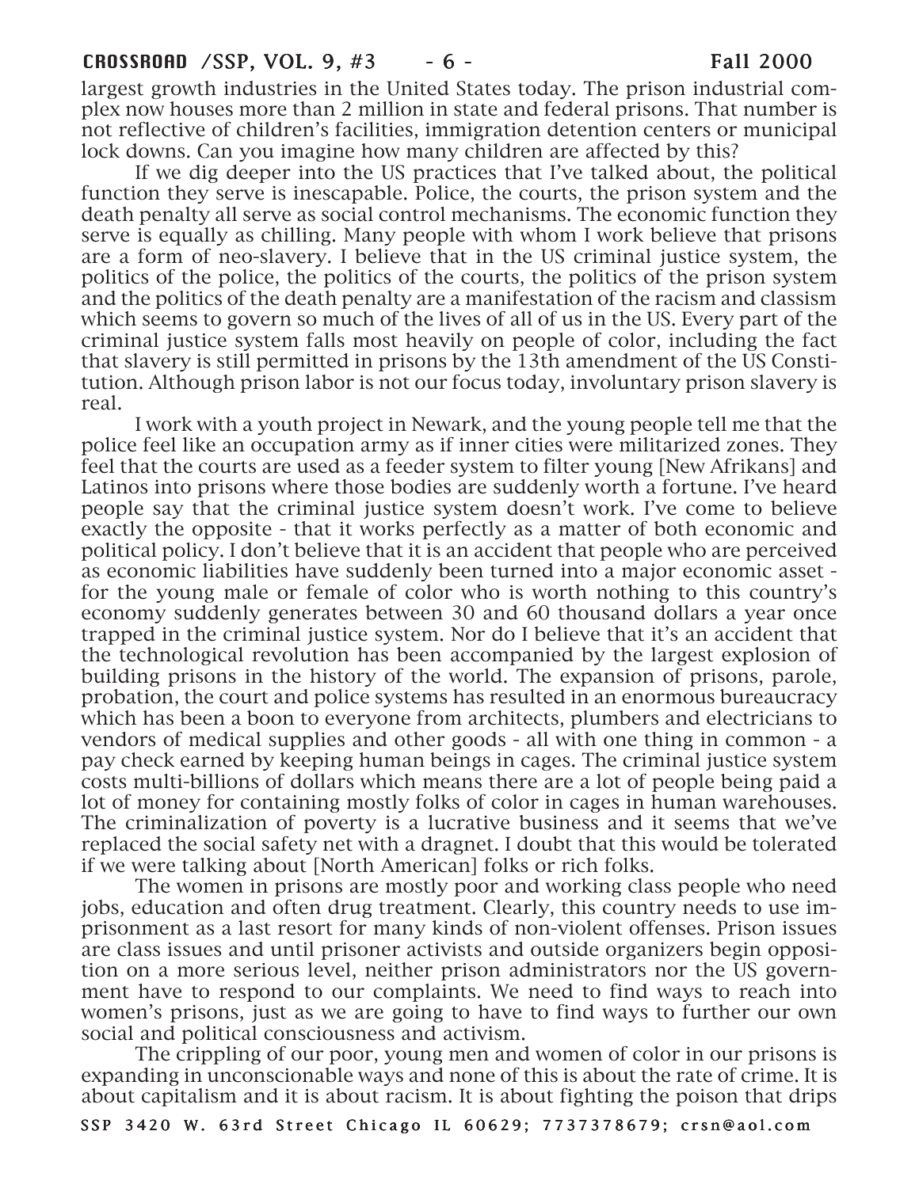largest growth industries in the United States today. The prison industrial complex now houses more than 2 million in state and federal prisons. That number is not reflective of children's facilities, immigration detention centers or municipal lock downs. Can you imagine how many children are affected by this?

If we dig deeper into the US practices that I've talked about, the political function they serve is inescapable. Police, the courts, the prison system and the death penalty all serve as social control mechanisms. The economic function they serve is equally as chilling. Many people with whom I work believe that prisons are a form of neo-slavery. I believe that in the US criminal justice system, the politics of the police, the politics of the courts, the politics of the prison system and the politics of the death penalty are a manifestation of the racism and classism which seems to govern so much of the lives of all of us in the US. Every part of the criminal justice system falls most heavily on people of color, including the fact that slavery is still permitted in prisons by the 13th amendment of the US Constitution. Although prison labor is not our focus today, involuntary prison slavery is real.

I work with a youth project in Newark, and the young people tell me that the police feel like an occupation army as if inner cities were militarized zones. They feel that the courts are used as a feeder system to filter young [New Afrikans] and Latinos into prisons where those bodies are suddenly worth a fortune. I've heard people say that the criminal justice system doesn't work. I've come to believe exactly the opposite - that it works perfectly as a matter of both economic and political policy. I don't believe that it is an accident that people who are perceived as economic liabilities have suddenly been turned into a major economic asset - for the young male or female of color who is worth nothing to this country's economy suddenly generates between 30 and 60 thousand dollars a year once trapped in the criminal justice system. Nor do I believe that it's an accident that the technological revolution has been accompanied by the largest explosion of building prisons in the history of the world. The expansion of prisons, parole, probation, the court and police systems has resulted in an enormous bureaucracy which has been a boon to everyone from architects, plumbers and electricians to vendors of medical supplies and other goods - all with one thing in common - a pay check earned by keeping human beings in cages. The criminal justice system costs multi-billions of dollars which means there are a lot of people being paid a lot of money for containing mostly folks of color in cages in human warehouses. The criminalization of poverty is a lucrative business and it seems that we've replaced the social safety net with a dragnet. I doubt that this would be tolerated if we were talking about [North American] folks or rich folks.

The women in prisons are mostly poor and working class people who need jobs, education and often drug treatment. Clearly, this country needs to use imprisonment as a last resort for many kinds of non-violent offenses. Prison issues are class issues and until prisoner activists and outside organizers begin opposition on a more serious level, neither prison administrators nor the US government have to respond to our complaints. We need to find ways to reach into women's prisons, just as we are going to have to find ways to further our own social and political consciousness and activism.

The crippling of our poor, young men and women of color in our prisons is expanding in unconscionable ways and none of this is about the rate of crime. It is about capitalism and it is about racism. It is about fighting the poison that drips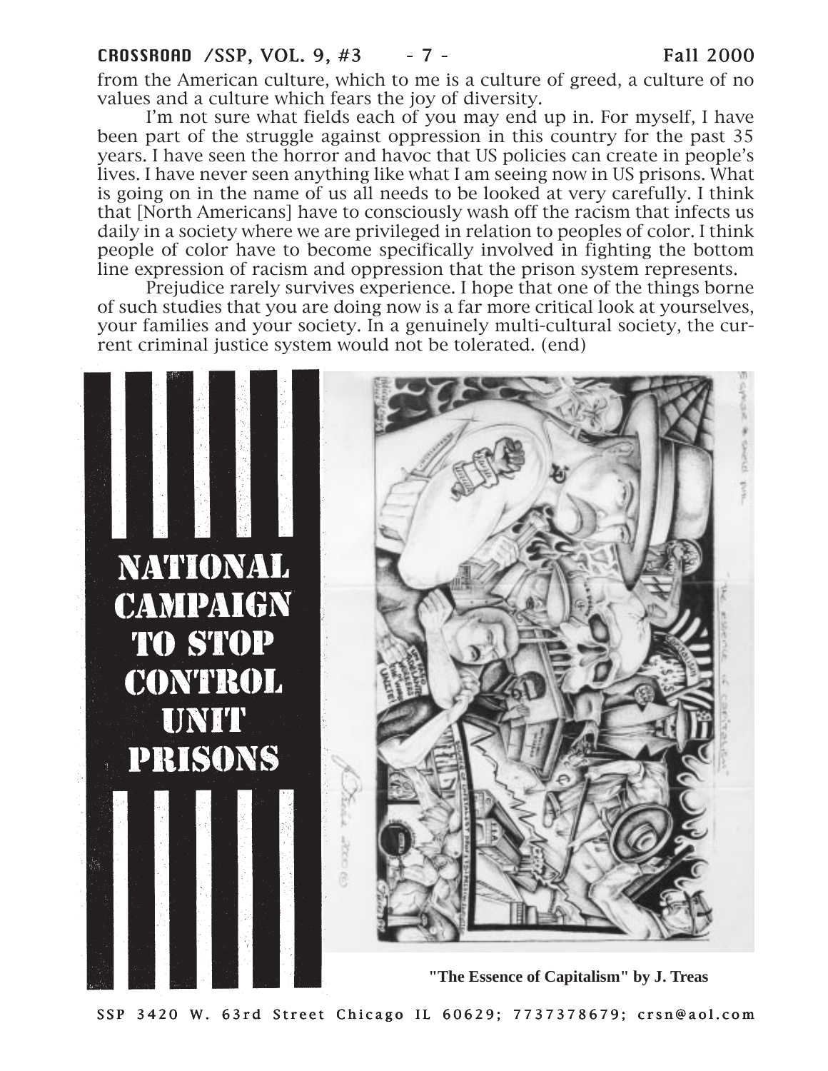from the American culture, which to me is a culture of greed, a culture of no values and a culture which fears the joy of diversity.

I'm not sure what fields each of you may end up in. For myself, I have been part of the struggle against oppression in this country for the past 35 years. I have seen the horror and havoc that US policies can create in people's lives. I have never seen anything like what I am seeing now in US prisons. What is going on in the name of us all needs to be looked at very carefully. I think that [North Americans] have to consciously wash off the racism that infects us daily in a society where we are privileged in relation to peoples of color. I think people of color have to become specifically involved in fighting the bottom line expression of racism and oppression that the prison system represents.

Prejudice rarely survives experience. I hope that one of the things borne of such studies that you are doing now is a far more critical look at yourselves, your families and your society. In a genuinely multi-cultural society, the current criminal justice system would not be tolerated. (end)

NATIONAL CAMPAIGN TO STOP CONTROL UNIT PRISONS

**"The Essence of Capitalism" by J. Treas**

SSP 3420 W. 63rd Street Chicago IL 60629; 7737378679; crsn@aol.com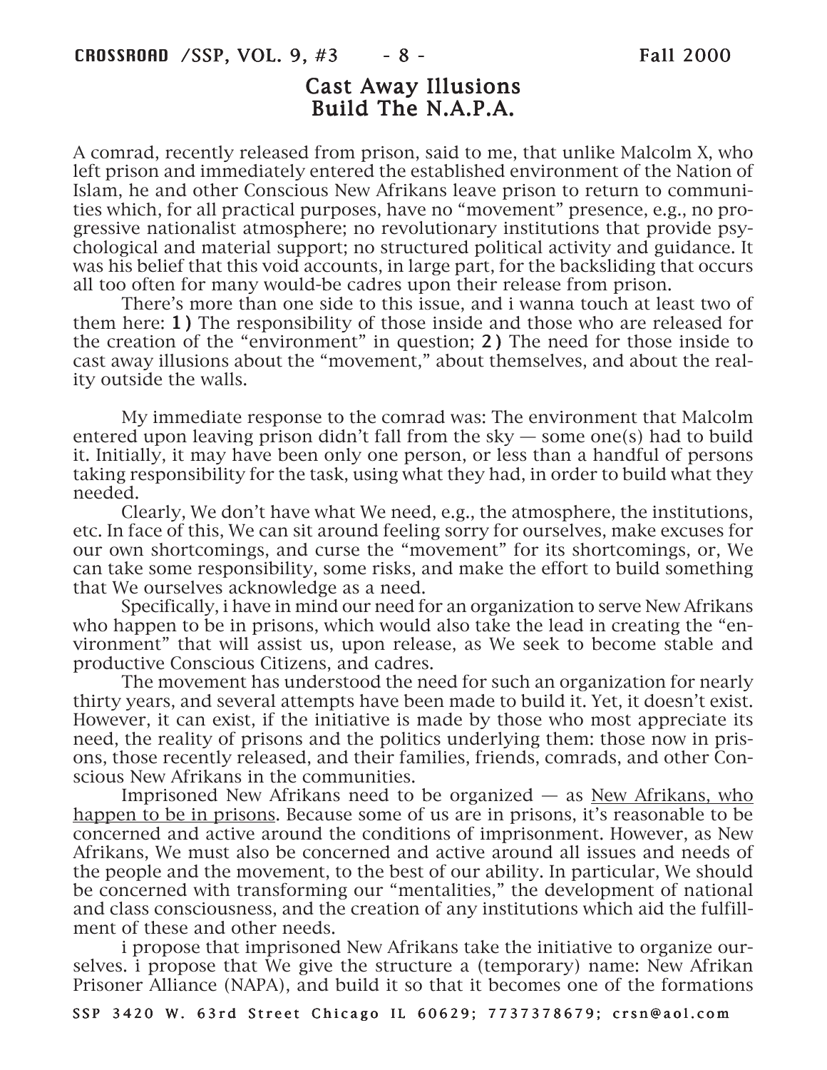# Cast Away Illusions
# Build The N.A.P.A.

A comrad, recently released from prison, said to me, that unlike Malcolm X, who left prison and immediately entered the established environment of the Nation of Islam, he and other Conscious New Afrikans leave prison to return to communities which, for all practical purposes, have no "movement" presence, e.g., no progressive nationalist atmosphere; no revolutionary institutions that provide psychological and material support; no structured political activity and guidance. It was his belief that this void accounts, in large part, for the backsliding that occurs all too often for many would-be cadres upon their release from prison.

There's more than one side to this issue, and i wanna touch at least two of them here: **1)** The responsibility of those inside and those who are released for the creation of the "environment" in question; **2)** The need for those inside to cast away illusions about the "movement," about themselves, and about the reality outside the walls.

My immediate response to the comrad was: The environment that Malcolm entered upon leaving prison didn't fall from the sky — some one(s) had to build it. Initially, it may have been only one person, or less than a handful of persons taking responsibility for the task, using what they had, in order to build what they needed.

Clearly, We don't have what We need, e.g., the atmosphere, the institutions, etc. In face of this, We can sit around feeling sorry for ourselves, make excuses for our own shortcomings, and curse the "movement" for its shortcomings, or, We can take some responsibility, some risks, and make the effort to build something that We ourselves acknowledge as a need.

Specifically, i have in mind our need for an organization to serve New Afrikans who happen to be in prisons, which would also take the lead in creating the "environment" that will assist us, upon release, as We seek to become stable and productive Conscious Citizens, and cadres.

The movement has understood the need for such an organization for nearly thirty years, and several attempts have been made to build it. Yet, it doesn't exist. However, it can exist, if the initiative is made by those who most appreciate its need, the reality of prisons and the politics underlying them: those now in prisons, those recently released, and their families, friends, comrads, and other Conscious New Afrikans in the communities.

Imprisoned New Afrikans need to be organized — as <u>New Afrikans, who happen to be in prisons</u>. Because some of us are in prisons, it's reasonable to be concerned and active around the conditions of imprisonment. However, as New Afrikans, We must also be concerned and active around all issues and needs of the people and the movement, to the best of our ability. In particular, We should be concerned with transforming our "mentalities," the development of national and class consciousness, and the creation of any institutions which aid the fulfillment of these and other needs.

i propose that imprisoned New Afrikans take the initiative to organize ourselves. i propose that We give the structure a (temporary) name: New Afrikan Prisoner Alliance (NAPA), and build it so that it becomes one of the formations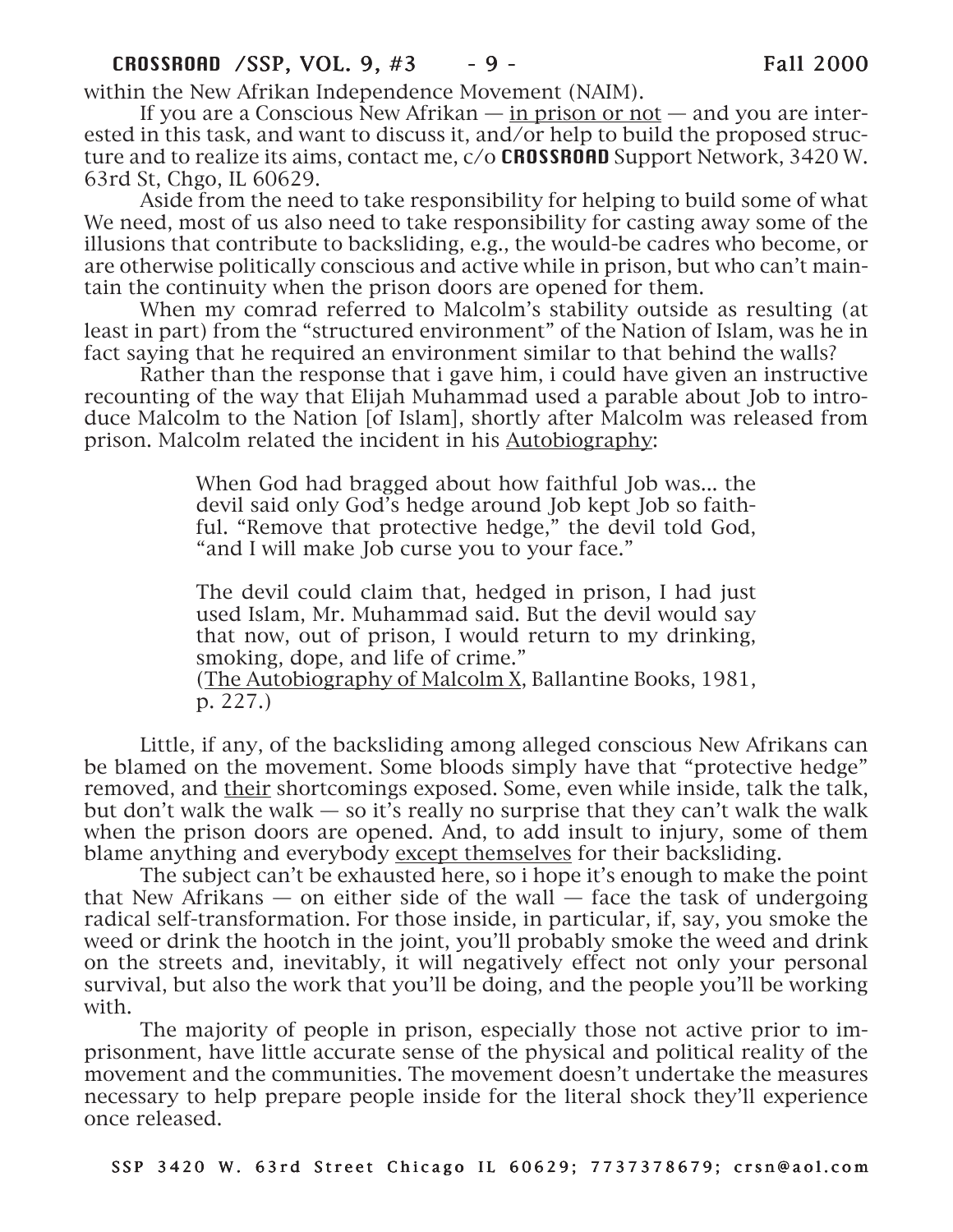within the New Afrikan Independence Movement (NAIM).

If you are a Conscious New Afrikan — in prison or not — and you are interested in this task, and want to discuss it, and/or help to build the proposed structure and to realize its aims, contact me, c/o **CROSSROAD** Support Network, 3420 W. 63rd St, Chgo, IL 60629.

Aside from the need to take responsibility for helping to build some of what We need, most of us also need to take responsibility for casting away some of the illusions that contribute to backsliding, e.g., the would-be cadres who become, or are otherwise politically conscious and active while in prison, but who can't maintain the continuity when the prison doors are opened for them.

When my comrad referred to Malcolm's stability outside as resulting (at least in part) from the "structured environment" of the Nation of Islam, was he in fact saying that he required an environment similar to that behind the walls?

Rather than the response that i gave him, i could have given an instructive recounting of the way that Elijah Muhammad used a parable about Job to introduce Malcolm to the Nation [of Islam], shortly after Malcolm was released from prison. Malcolm related the incident in his Autobiography:

> When God had bragged about how faithful Job was... the devil said only God's hedge around Job kept Job so faithful. "Remove that protective hedge," the devil told God, "and I will make Job curse you to your face."
>
> The devil could claim that, hedged in prison, I had just used Islam, Mr. Muhammad said. But the devil would say that now, out of prison, I would return to my drinking, smoking, dope, and life of crime."
> (The Autobiography of Malcolm X, Ballantine Books, 1981, p. 227.)

Little, if any, of the backsliding among alleged conscious New Afrikans can be blamed on the movement. Some bloods simply have that "protective hedge" removed, and their shortcomings exposed. Some, even while inside, talk the talk, but don't walk the walk — so it's really no surprise that they can't walk the walk when the prison doors are opened. And, to add insult to injury, some of them blame anything and everybody except themselves for their backsliding.

The subject can't be exhausted here, so i hope it's enough to make the point that New Afrikans — on either side of the wall — face the task of undergoing radical self-transformation. For those inside, in particular, if, say, you smoke the weed or drink the hootch in the joint, you'll probably smoke the weed and drink on the streets and, inevitably, it will negatively effect not only your personal survival, but also the work that you'll be doing, and the people you'll be working with.

The majority of people in prison, especially those not active prior to imprisonment, have little accurate sense of the physical and political reality of the movement and the communities. The movement doesn't undertake the measures necessary to help prepare people inside for the literal shock they'll experience once released.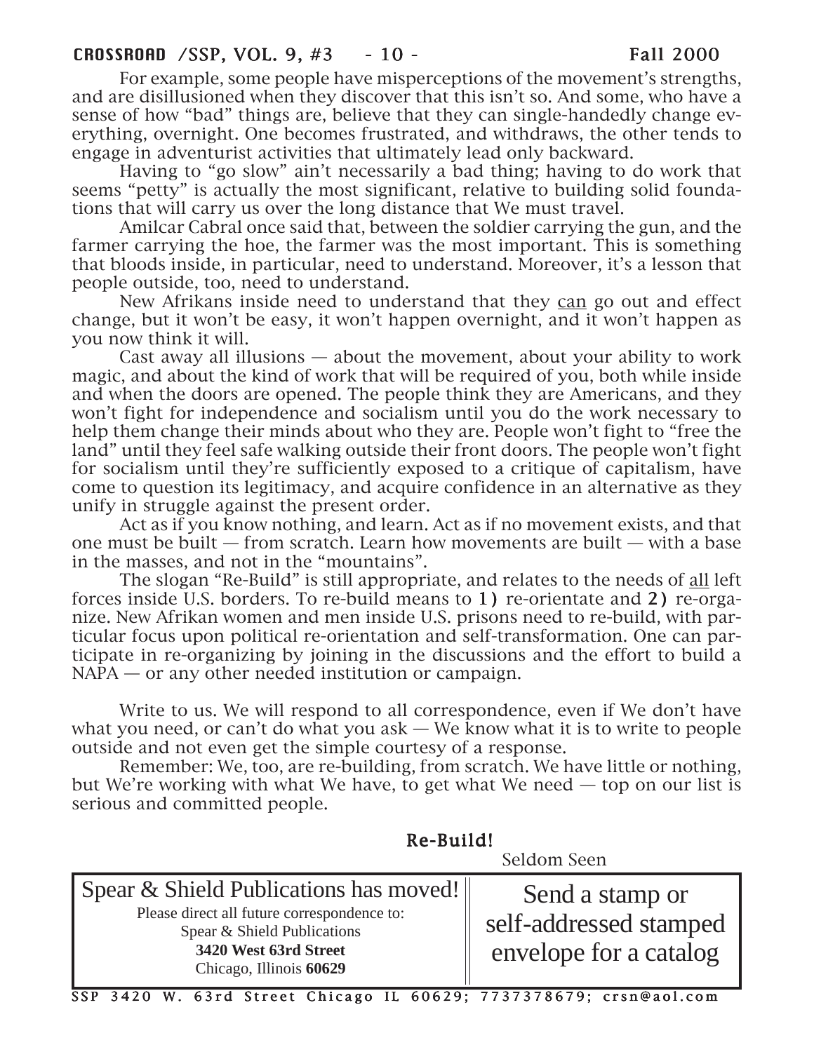For example, some people have misperceptions of the movement's strengths, and are disillusioned when they discover that this isn't so. And some, who have a sense of how "bad" things are, believe that they can single-handedly change everything, overnight. One becomes frustrated, and withdraws, the other tends to engage in adventurist activities that ultimately lead only backward.

Having to "go slow" ain't necessarily a bad thing; having to do work that seems "petty" is actually the most significant, relative to building solid foundations that will carry us over the long distance that We must travel.

Amilcar Cabral once said that, between the soldier carrying the gun, and the farmer carrying the hoe, the farmer was the most important. This is something that bloods inside, in particular, need to understand. Moreover, it's a lesson that people outside, too, need to understand.

New Afrikans inside need to understand that they <u>can</u> go out and effect change, but it won't be easy, it won't happen overnight, and it won't happen as you now think it will.

Cast away all illusions — about the movement, about your ability to work magic, and about the kind of work that will be required of you, both while inside and when the doors are opened. The people think they are Americans, and they won't fight for independence and socialism until you do the work necessary to help them change their minds about who they are. People won't fight to "free the land" until they feel safe walking outside their front doors. The people won't fight for socialism until they're sufficiently exposed to a critique of capitalism, have come to question its legitimacy, and acquire confidence in an alternative as they unify in struggle against the present order.

Act as if you know nothing, and learn. Act as if no movement exists, and that one must be built — from scratch. Learn how movements are built — with a base in the masses, and not in the "mountains".

The slogan "Re-Build" is still appropriate, and relates to the needs of <u>all</u> left forces inside U.S. borders. To re-build means to **1)** re-orientate and **2)** re-organize. New Afrikan women and men inside U.S. prisons need to re-build, with particular focus upon political re-orientation and self-transformation. One can participate in re-organizing by joining in the discussions and the effort to build a NAPA — or any other needed institution or campaign.

Write to us. We will respond to all correspondence, even if We don't have what you need, or can't do what you ask — We know what it is to write to people outside and not even get the simple courtesy of a response.

Remember: We, too, are re-building, from scratch. We have little or nothing, but We're working with what We have, to get what We need — top on our list is serious and committed people.

**Re-Build!**

Seldom Seen

| Spear & Shield Publications has moved!<br>Please direct all future correspondence to:<br>Spear & Shield Publications<br>**3420 West 63rd Street**<br>Chicago, Illinois **60629** | Send a stamp or self-addressed stamped envelope for a catalog |
|---|---|

SSP 3420 W. 63rd Street Chicago IL 60629; 7737378679; crsn@aol.com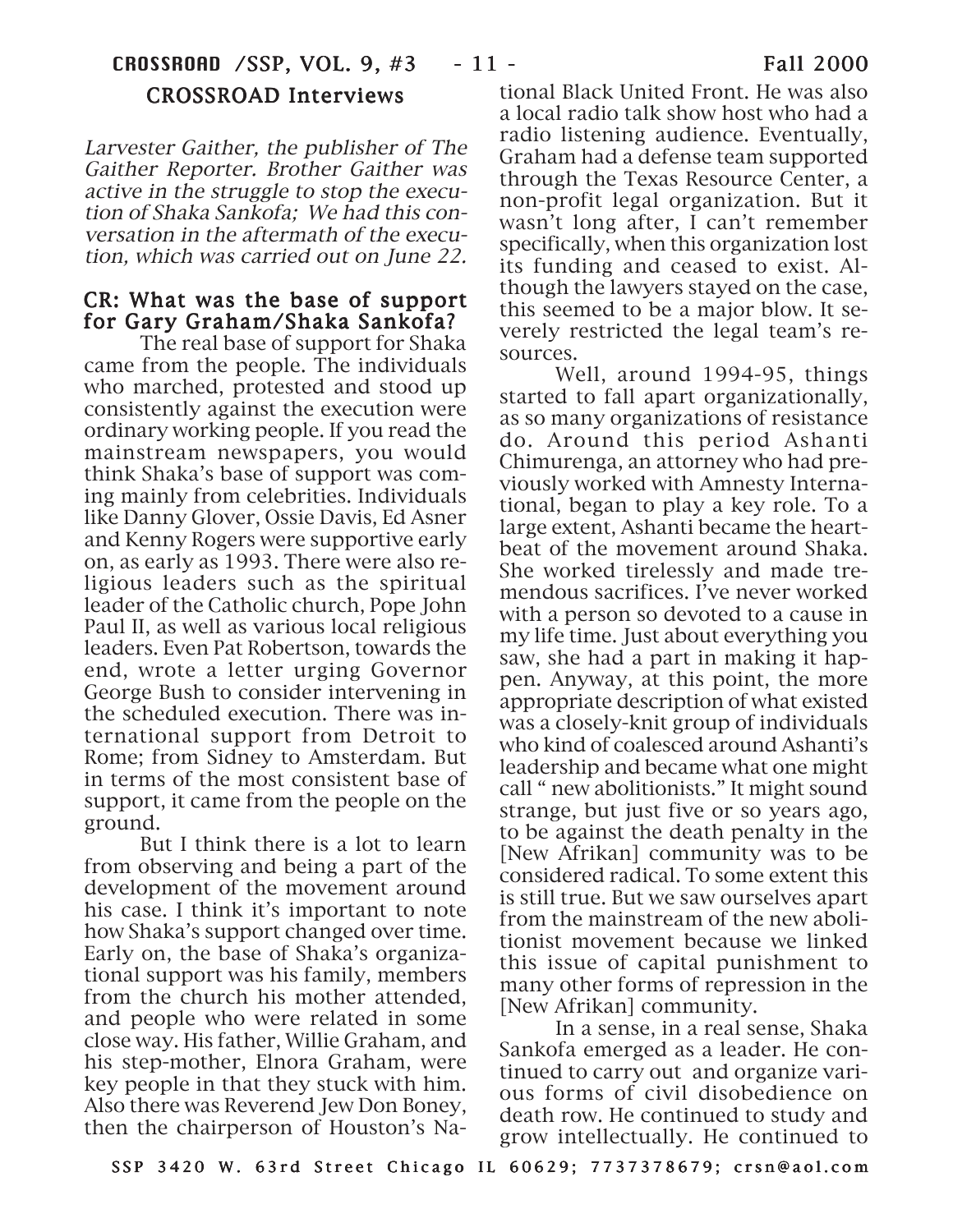## CROSSROAD Interviews

*Larvester Gaither, the publisher of The Gaither Reporter. Brother Gaither was active in the struggle to stop the execution of Shaka Sankofa; We had this conversation in the aftermath of the execution, which was carried out on June 22.*

### CR: What was the base of support for Gary Graham/Shaka Sankofa?

The real base of support for Shaka came from the people. The individuals who marched, protested and stood up consistently against the execution were ordinary working people. If you read the mainstream newspapers, you would think Shaka's base of support was coming mainly from celebrities. Individuals like Danny Glover, Ossie Davis, Ed Asner and Kenny Rogers were supportive early on, as early as 1993. There were also religious leaders such as the spiritual leader of the Catholic church, Pope John Paul II, as well as various local religious leaders. Even Pat Robertson, towards the end, wrote a letter urging Governor George Bush to consider intervening in the scheduled execution. There was international support from Detroit to Rome; from Sidney to Amsterdam. But in terms of the most consistent base of support, it came from the people on the ground.

But I think there is a lot to learn from observing and being a part of the development of the movement around his case. I think it's important to note how Shaka's support changed over time. Early on, the base of Shaka's organizational support was his family, members from the church his mother attended, and people who were related in some close way. His father, Willie Graham, and his step-mother, Elnora Graham, were key people in that they stuck with him. Also there was Reverend Jew Don Boney, then the chairperson of Houston's National Black United Front. He was also a local radio talk show host who had a radio listening audience. Eventually, Graham had a defense team supported through the Texas Resource Center, a non-profit legal organization. But it wasn't long after, I can't remember specifically, when this organization lost its funding and ceased to exist. Although the lawyers stayed on the case, this seemed to be a major blow. It severely restricted the legal team's resources.

Well, around 1994-95, things started to fall apart organizationally, as so many organizations of resistance do. Around this period Ashanti Chimurenga, an attorney who had previously worked with Amnesty International, began to play a key role. To a large extent, Ashanti became the heartbeat of the movement around Shaka. She worked tirelessly and made tremendous sacrifices. I've never worked with a person so devoted to a cause in my life time. Just about everything you saw, she had a part in making it happen. Anyway, at this point, the more appropriate description of what existed was a closely-knit group of individuals who kind of coalesced around Ashanti's leadership and became what one might call " new abolitionists." It might sound strange, but just five or so years ago, to be against the death penalty in the [New Afrikan] community was to be considered radical. To some extent this is still true. But we saw ourselves apart from the mainstream of the new abolitionist movement because we linked this issue of capital punishment to many other forms of repression in the [New Afrikan] community.

In a sense, in a real sense, Shaka Sankofa emerged as a leader. He continued to carry out and organize various forms of civil disobedience on death row. He continued to study and grow intellectually. He continued to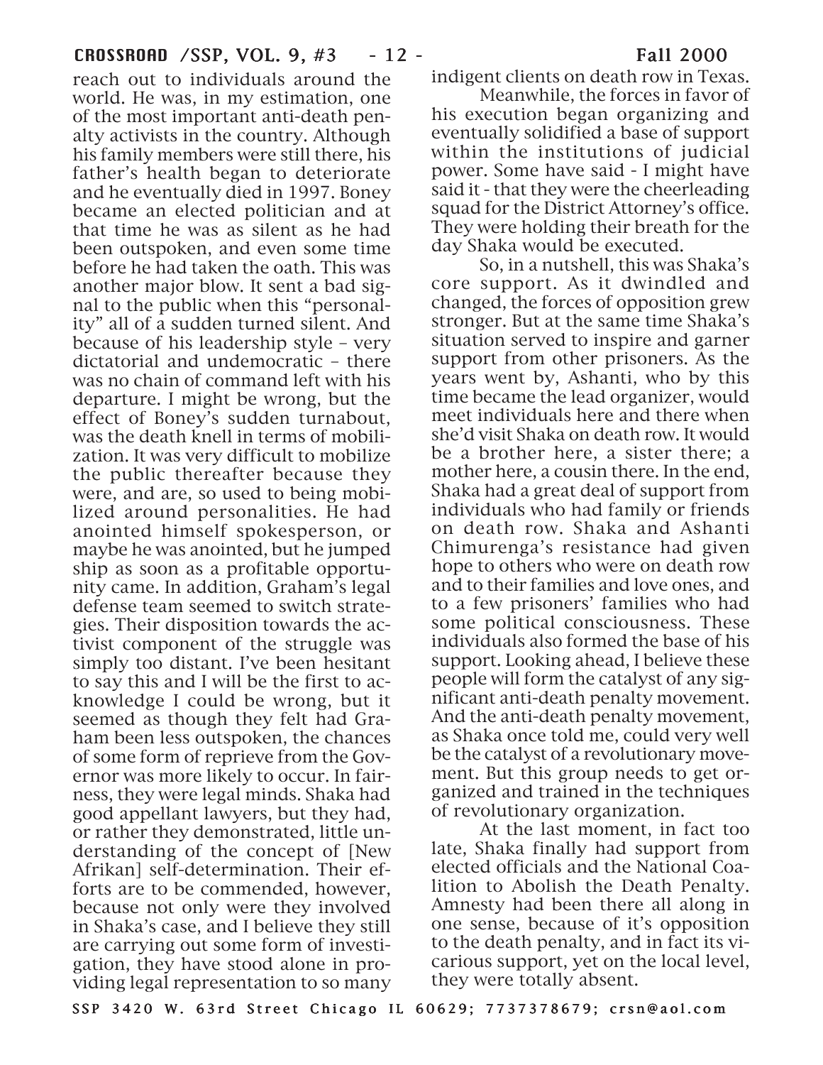reach out to individuals around the world. He was, in my estimation, one of the most important anti-death penalty activists in the country. Although his family members were still there, his father's health began to deteriorate and he eventually died in 1997. Boney became an elected politician and at that time he was as silent as he had been outspoken, and even some time before he had taken the oath. This was another major blow. It sent a bad signal to the public when this "personality" all of a sudden turned silent. And because of his leadership style – very dictatorial and undemocratic – there was no chain of command left with his departure. I might be wrong, but the effect of Boney's sudden turnabout, was the death knell in terms of mobilization. It was very difficult to mobilize the public thereafter because they were, and are, so used to being mobilized around personalities. He had anointed himself spokesperson, or maybe he was anointed, but he jumped ship as soon as a profitable opportunity came. In addition, Graham's legal defense team seemed to switch strategies. Their disposition towards the activist component of the struggle was simply too distant. I've been hesitant to say this and I will be the first to acknowledge I could be wrong, but it seemed as though they felt had Graham been less outspoken, the chances of some form of reprieve from the Governor was more likely to occur. In fairness, they were legal minds. Shaka had good appellant lawyers, but they had, or rather they demonstrated, little understanding of the concept of [New Afrikan] self-determination. Their efforts are to be commended, however, because not only were they involved in Shaka's case, and I believe they still are carrying out some form of investigation, they have stood alone in providing legal representation to so many indigent clients on death row in Texas.

Meanwhile, the forces in favor of his execution began organizing and eventually solidified a base of support within the institutions of judicial power. Some have said - I might have said it - that they were the cheerleading squad for the District Attorney's office. They were holding their breath for the day Shaka would be executed.

So, in a nutshell, this was Shaka's core support. As it dwindled and changed, the forces of opposition grew stronger. But at the same time Shaka's situation served to inspire and garner support from other prisoners. As the years went by, Ashanti, who by this time became the lead organizer, would meet individuals here and there when she'd visit Shaka on death row. It would be a brother here, a sister there; a mother here, a cousin there. In the end, Shaka had a great deal of support from individuals who had family or friends on death row. Shaka and Ashanti Chimurenga's resistance had given hope to others who were on death row and to their families and love ones, and to a few prisoners' families who had some political consciousness. These individuals also formed the base of his support. Looking ahead, I believe these people will form the catalyst of any significant anti-death penalty movement. And the anti-death penalty movement, as Shaka once told me, could very well be the catalyst of a revolutionary movement. But this group needs to get organized and trained in the techniques of revolutionary organization.

At the last moment, in fact too late, Shaka finally had support from elected officials and the National Coalition to Abolish the Death Penalty. Amnesty had been there all along in one sense, because of it's opposition to the death penalty, and in fact its vicarious support, yet on the local level, they were totally absent.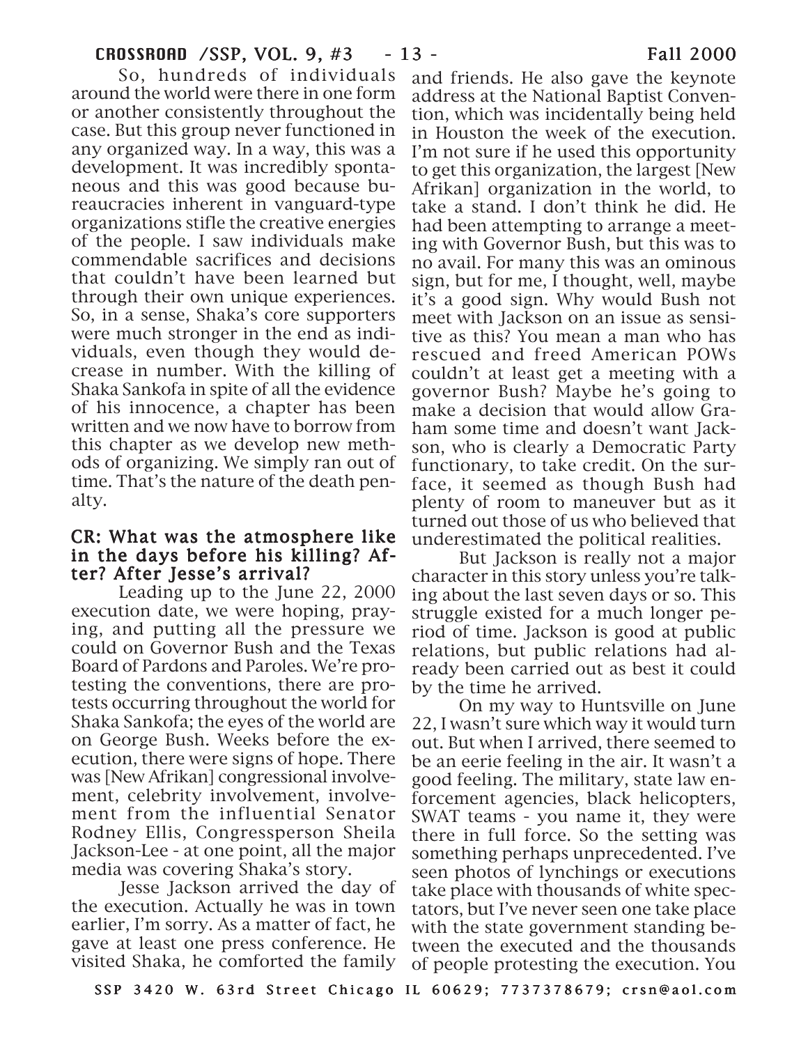So, hundreds of individuals around the world were there in one form or another consistently throughout the case. But this group never functioned in any organized way. In a way, this was a development. It was incredibly spontaneous and this was good because bureaucracies inherent in vanguard-type organizations stifle the creative energies of the people. I saw individuals make commendable sacrifices and decisions that couldn't have been learned but through their own unique experiences. So, in a sense, Shaka's core supporters were much stronger in the end as individuals, even though they would decrease in number. With the killing of Shaka Sankofa in spite of all the evidence of his innocence, a chapter has been written and we now have to borrow from this chapter as we develop new methods of organizing. We simply ran out of time. That's the nature of the death penalty.

**CR: What was the atmosphere like in the days before his killing? After? After Jesse's arrival?**

Leading up to the June 22, 2000 execution date, we were hoping, praying, and putting all the pressure we could on Governor Bush and the Texas Board of Pardons and Paroles. We're protesting the conventions, there are protests occurring throughout the world for Shaka Sankofa; the eyes of the world are on George Bush. Weeks before the execution, there were signs of hope. There was [New Afrikan] congressional involvement, celebrity involvement, involvement from the influential Senator Rodney Ellis, Congressperson Sheila Jackson-Lee - at one point, all the major media was covering Shaka's story.

Jesse Jackson arrived the day of the execution. Actually he was in town earlier, I'm sorry. As a matter of fact, he gave at least one press conference. He visited Shaka, he comforted the family and friends. He also gave the keynote address at the National Baptist Convention, which was incidentally being held in Houston the week of the execution. I'm not sure if he used this opportunity to get this organization, the largest [New Afrikan] organization in the world, to take a stand. I don't think he did. He had been attempting to arrange a meeting with Governor Bush, but this was to no avail. For many this was an ominous sign, but for me, I thought, well, maybe it's a good sign. Why would Bush not meet with Jackson on an issue as sensitive as this? You mean a man who has rescued and freed American POWs couldn't at least get a meeting with a governor Bush? Maybe he's going to make a decision that would allow Graham some time and doesn't want Jackson, who is clearly a Democratic Party functionary, to take credit. On the surface, it seemed as though Bush had plenty of room to maneuver but as it turned out those of us who believed that underestimated the political realities.

But Jackson is really not a major character in this story unless you're talking about the last seven days or so. This struggle existed for a much longer period of time. Jackson is good at public relations, but public relations had already been carried out as best it could by the time he arrived.

On my way to Huntsville on June 22, I wasn't sure which way it would turn out. But when I arrived, there seemed to be an eerie feeling in the air. It wasn't a good feeling. The military, state law enforcement agencies, black helicopters, SWAT teams - you name it, they were there in full force. So the setting was something perhaps unprecedented. I've seen photos of lynchings or executions take place with thousands of white spectators, but I've never seen one take place with the state government standing between the executed and the thousands of people protesting the execution. You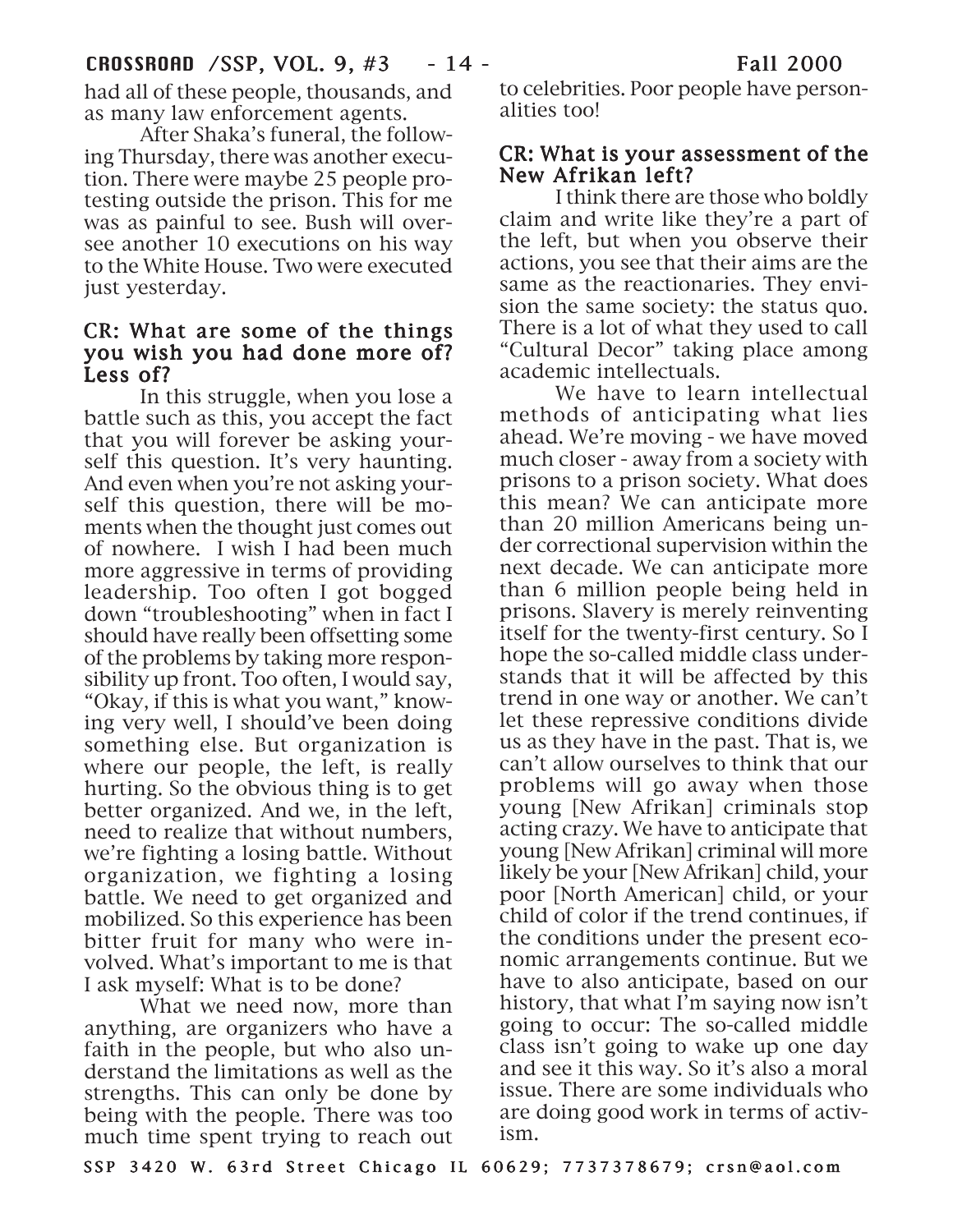had all of these people, thousands, and as many law enforcement agents.

After Shaka's funeral, the following Thursday, there was another execution. There were maybe 25 people protesting outside the prison. This for me was as painful to see. Bush will oversee another 10 executions on his way to the White House. Two were executed just yesterday.

### CR: What are some of the things you wish you had done more of? Less of?

In this struggle, when you lose a battle such as this, you accept the fact that you will forever be asking yourself this question. It's very haunting. And even when you're not asking yourself this question, there will be moments when the thought just comes out of nowhere. I wish I had been much more aggressive in terms of providing leadership. Too often I got bogged down "troubleshooting" when in fact I should have really been offsetting some of the problems by taking more responsibility up front. Too often, I would say, "Okay, if this is what you want," knowing very well, I should've been doing something else. But organization is where our people, the left, is really hurting. So the obvious thing is to get better organized. And we, in the left, need to realize that without numbers, we're fighting a losing battle. Without organization, we fighting a losing battle. We need to get organized and mobilized. So this experience has been bitter fruit for many who were involved. What's important to me is that I ask myself: What is to be done?

What we need now, more than anything, are organizers who have a faith in the people, but who also understand the limitations as well as the strengths. This can only be done by being with the people. There was too much time spent trying to reach out to celebrities. Poor people have personalities too!

### CR: What is your assessment of the New Afrikan left?

I think there are those who boldly claim and write like they're a part of the left, but when you observe their actions, you see that their aims are the same as the reactionaries. They envision the same society: the status quo. There is a lot of what they used to call "Cultural Decor" taking place among academic intellectuals.

We have to learn intellectual methods of anticipating what lies ahead. We're moving - we have moved much closer - away from a society with prisons to a prison society. What does this mean? We can anticipate more than 20 million Americans being under correctional supervision within the next decade. We can anticipate more than 6 million people being held in prisons. Slavery is merely reinventing itself for the twenty-first century. So I hope the so-called middle class understands that it will be affected by this trend in one way or another. We can't let these repressive conditions divide us as they have in the past. That is, we can't allow ourselves to think that our problems will go away when those young [New Afrikan] criminals stop acting crazy. We have to anticipate that young [New Afrikan] criminal will more likely be your [New Afrikan] child, your poor [North American] child, or your child of color if the trend continues, if the conditions under the present economic arrangements continue. But we have to also anticipate, based on our history, that what I'm saying now isn't going to occur: The so-called middle class isn't going to wake up one day and see it this way. So it's also a moral issue. There are some individuals who are doing good work in terms of activism.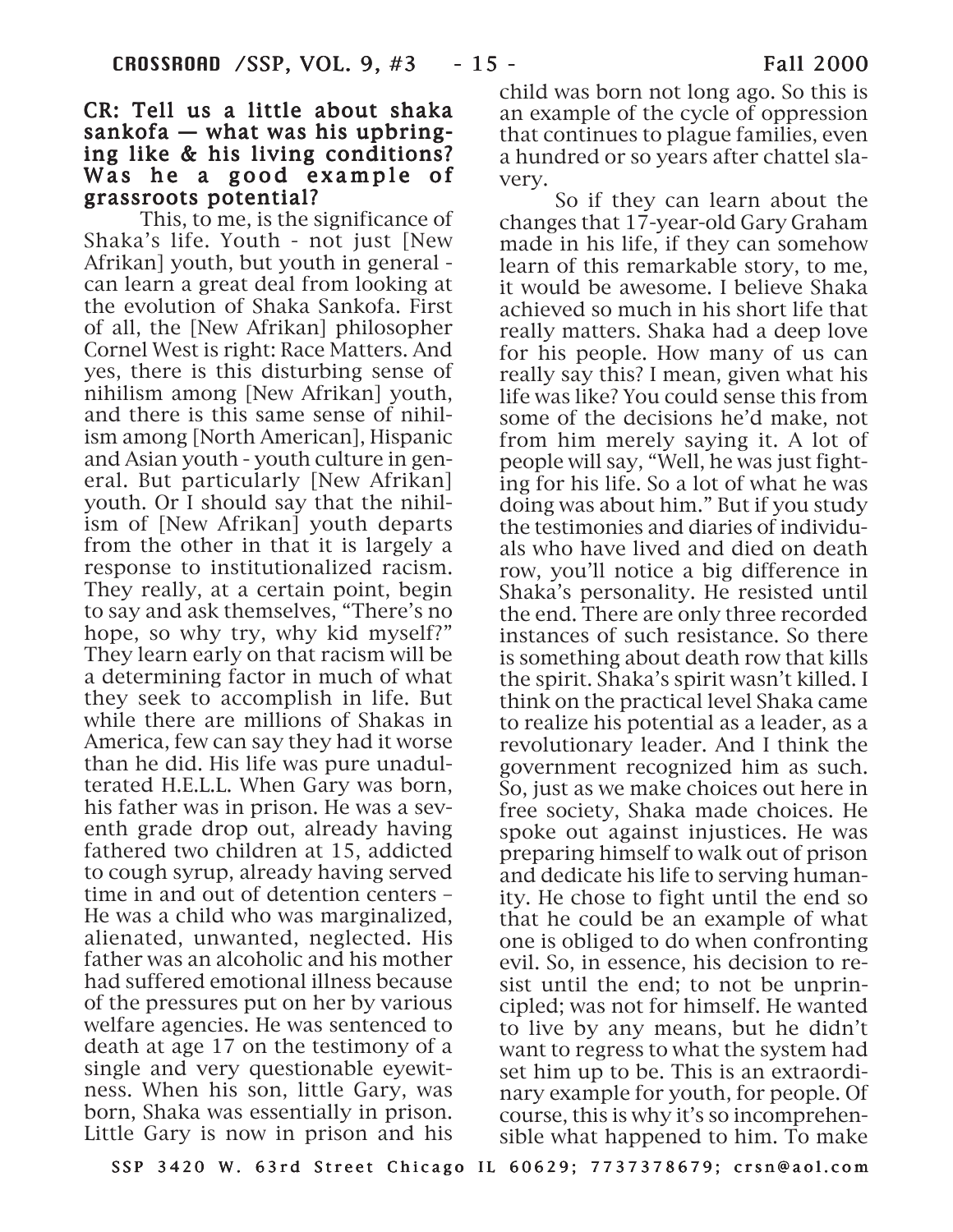**CR: Tell us a little about shaka sankofa — what was his upbringing like & his living conditions? Was he a good example of grassroots potential?**

This, to me, is the significance of Shaka's life. Youth - not just [New Afrikan] youth, but youth in general - can learn a great deal from looking at the evolution of Shaka Sankofa. First of all, the [New Afrikan] philosopher Cornel West is right: Race Matters. And yes, there is this disturbing sense of nihilism among [New Afrikan] youth, and there is this same sense of nihilism among [North American], Hispanic and Asian youth - youth culture in general. But particularly [New Afrikan] youth. Or I should say that the nihilism of [New Afrikan] youth departs from the other in that it is largely a response to institutionalized racism. They really, at a certain point, begin to say and ask themselves, "There's no hope, so why try, why kid myself?" They learn early on that racism will be a determining factor in much of what they seek to accomplish in life. But while there are millions of Shakas in America, few can say they had it worse than he did. His life was pure unadulterated H.E.L.L. When Gary was born, his father was in prison. He was a seventh grade drop out, already having fathered two children at 15, addicted to cough syrup, already having served time in and out of detention centers – He was a child who was marginalized, alienated, unwanted, neglected. His father was an alcoholic and his mother had suffered emotional illness because of the pressures put on her by various welfare agencies. He was sentenced to death at age 17 on the testimony of a single and very questionable eyewitness. When his son, little Gary, was born, Shaka was essentially in prison. Little Gary is now in prison and his child was born not long ago. So this is an example of the cycle of oppression that continues to plague families, even a hundred or so years after chattel slavery.

So if they can learn about the changes that 17-year-old Gary Graham made in his life, if they can somehow learn of this remarkable story, to me, it would be awesome. I believe Shaka achieved so much in his short life that really matters. Shaka had a deep love for his people. How many of us can really say this? I mean, given what his life was like? You could sense this from some of the decisions he'd make, not from him merely saying it. A lot of people will say, "Well, he was just fighting for his life. So a lot of what he was doing was about him." But if you study the testimonies and diaries of individuals who have lived and died on death row, you'll notice a big difference in Shaka's personality. He resisted until the end. There are only three recorded instances of such resistance. So there is something about death row that kills the spirit. Shaka's spirit wasn't killed. I think on the practical level Shaka came to realize his potential as a leader, as a revolutionary leader. And I think the government recognized him as such. So, just as we make choices out here in free society, Shaka made choices. He spoke out against injustices. He was preparing himself to walk out of prison and dedicate his life to serving humanity. He chose to fight until the end so that he could be an example of what one is obliged to do when confronting evil. So, in essence, his decision to resist until the end; to not be unprincipled; was not for himself. He wanted to live by any means, but he didn't want to regress to what the system had set him up to be. This is an extraordinary example for youth, for people. Of course, this is why it's so incomprehensible what happened to him. To make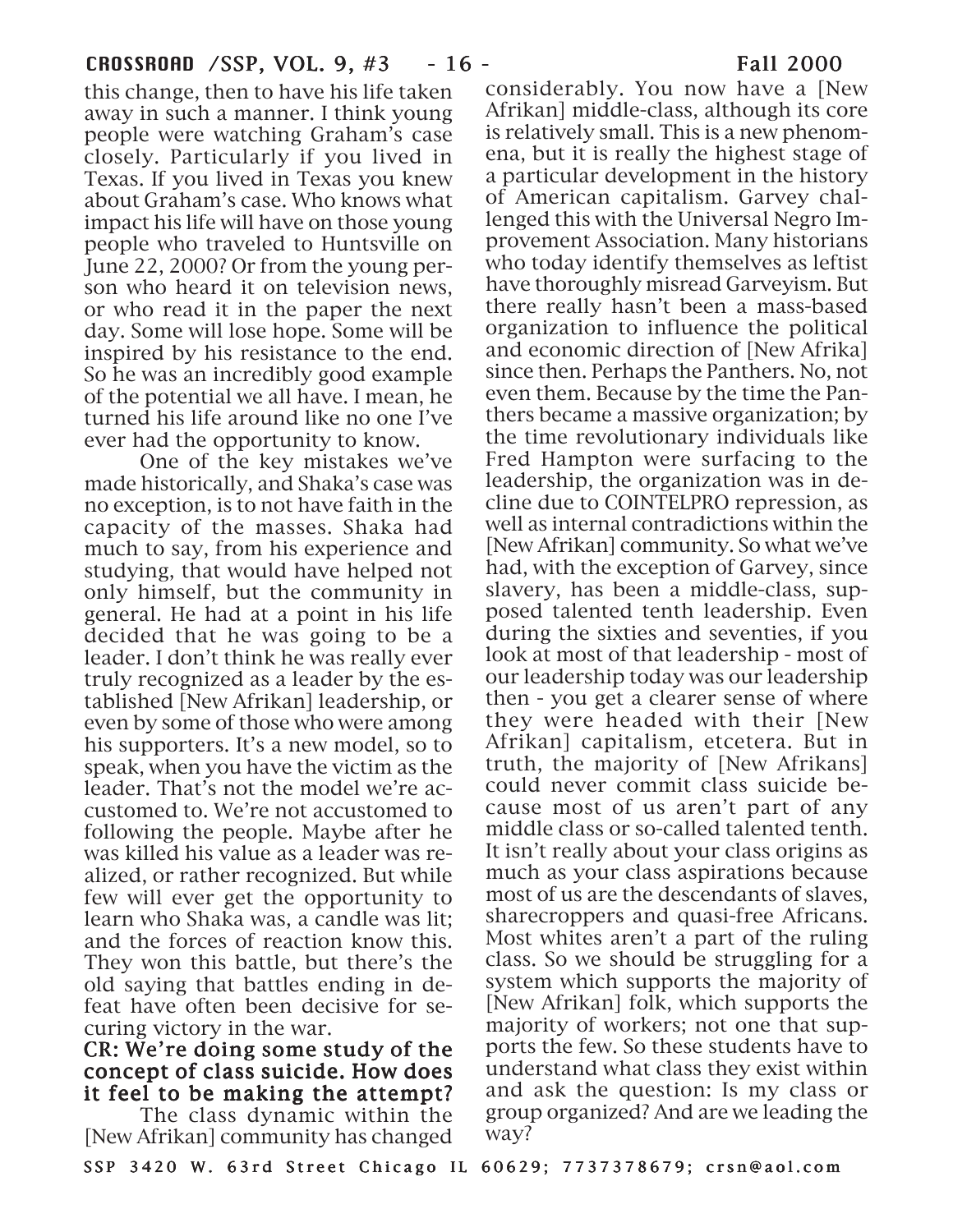this change, then to have his life taken away in such a manner. I think young people were watching Graham's case closely. Particularly if you lived in Texas. If you lived in Texas you knew about Graham's case. Who knows what impact his life will have on those young people who traveled to Huntsville on June 22, 2000? Or from the young person who heard it on television news, or who read it in the paper the next day. Some will lose hope. Some will be inspired by his resistance to the end. So he was an incredibly good example of the potential we all have. I mean, he turned his life around like no one I've ever had the opportunity to know.

One of the key mistakes we've made historically, and Shaka's case was no exception, is to not have faith in the capacity of the masses. Shaka had much to say, from his experience and studying, that would have helped not only himself, but the community in general. He had at a point in his life decided that he was going to be a leader. I don't think he was really ever truly recognized as a leader by the established [New Afrikan] leadership, or even by some of those who were among his supporters. It's a new model, so to speak, when you have the victim as the leader. That's not the model we're accustomed to. We're not accustomed to following the people. Maybe after he was killed his value as a leader was realized, or rather recognized. But while few will ever get the opportunity to learn who Shaka was, a candle was lit; and the forces of reaction know this. They won this battle, but there's the old saying that battles ending in defeat have often been decisive for securing victory in the war.

**CR: We're doing some study of the concept of class suicide. How does it feel to be making the attempt?**

The class dynamic within the [New Afrikan] community has changed considerably. You now have a [New Afrikan] middle-class, although its core is relatively small. This is a new phenomena, but it is really the highest stage of a particular development in the history of American capitalism. Garvey challenged this with the Universal Negro Improvement Association. Many historians who today identify themselves as leftist have thoroughly misread Garveyism. But there really hasn't been a mass-based organization to influence the political and economic direction of [New Afrika] since then. Perhaps the Panthers. No, not even them. Because by the time the Panthers became a massive organization; by the time revolutionary individuals like Fred Hampton were surfacing to the leadership, the organization was in decline due to COINTELPRO repression, as well as internal contradictions within the [New Afrikan] community. So what we've had, with the exception of Garvey, since slavery, has been a middle-class, supposed talented tenth leadership. Even during the sixties and seventies, if you look at most of that leadership - most of our leadership today was our leadership then - you get a clearer sense of where they were headed with their [New Afrikan] capitalism, etcetera. But in truth, the majority of [New Afrikans] could never commit class suicide because most of us aren't part of any middle class or so-called talented tenth. It isn't really about your class origins as much as your class aspirations because most of us are the descendants of slaves, sharecroppers and quasi-free Africans. Most whites aren't a part of the ruling class. So we should be struggling for a system which supports the majority of [New Afrikan] folk, which supports the majority of workers; not one that supports the few. So these students have to understand what class they exist within and ask the question: Is my class or group organized? And are we leading the way?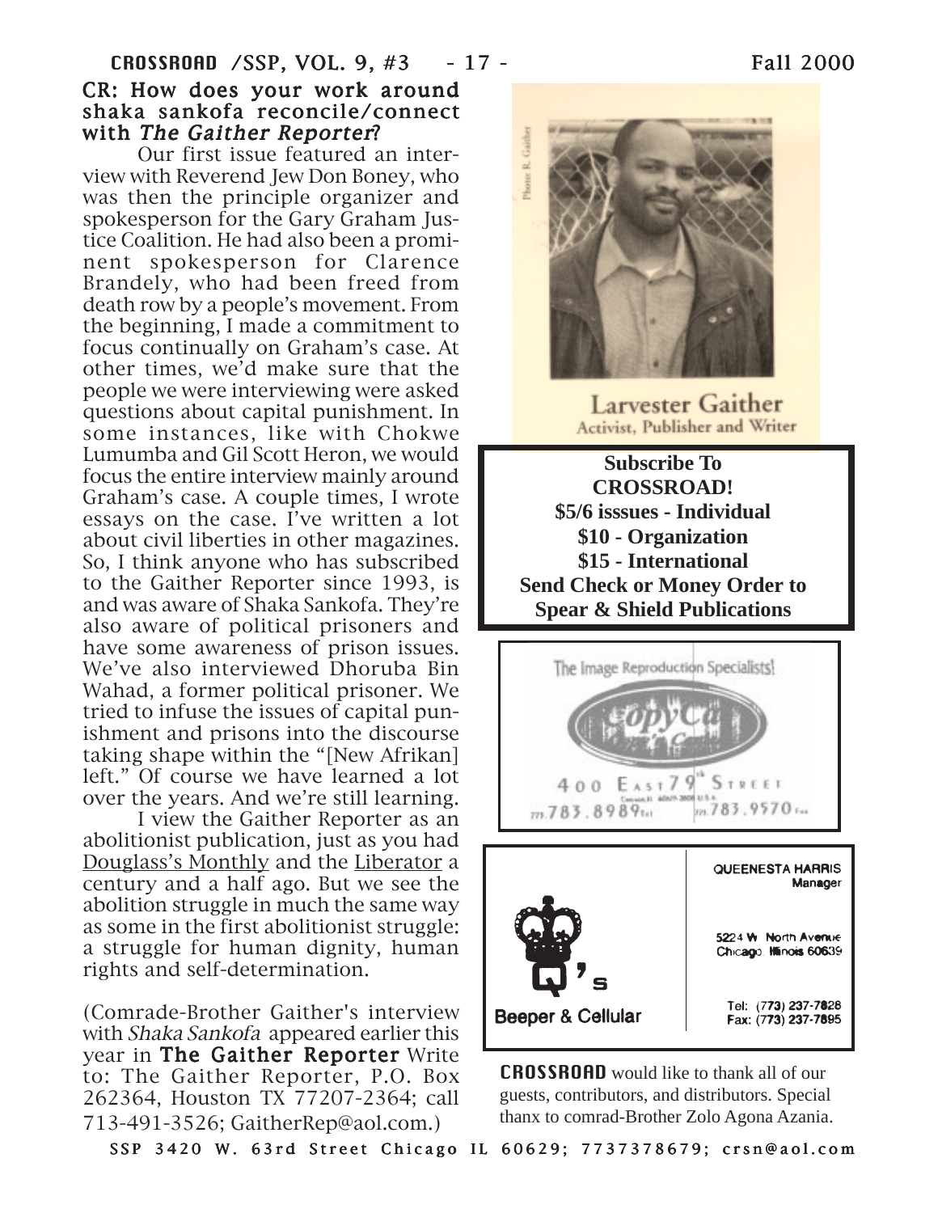**CR: How does your work around shaka sankofa reconcile/connect with *The Gaither Reporter*?**

Our first issue featured an interview with Reverend Jew Don Boney, who was then the principle organizer and spokesperson for the Gary Graham Justice Coalition. He had also been a prominent spokesperson for Clarence Brandely, who had been freed from death row by a people's movement. From the beginning, I made a commitment to focus continually on Graham's case. At other times, we'd make sure that the people we were interviewing were asked questions about capital punishment. In some instances, like with Chokwe Lumumba and Gil Scott Heron, we would focus the entire interview mainly around Graham's case. A couple times, I wrote essays on the case. I've written a lot about civil liberties in other magazines. So, I think anyone who has subscribed to the Gaither Reporter since 1993, is and was aware of Shaka Sankofa. They're also aware of political prisoners and have some awareness of prison issues. We've also interviewed Dhoruba Bin Wahad, a former political prisoner. We tried to infuse the issues of capital punishment and prisons into the discourse taking shape within the "[New Afrikan] left." Of course we have learned a lot over the years. And we're still learning.

I view the Gaither Reporter as an abolitionist publication, just as you had Douglass's Monthly and the Liberator a century and a half ago. But we see the abolition struggle in much the same way as some in the first abolitionist struggle: a struggle for human dignity, human rights and self-determination.

(Comrade-Brother Gaither's interview with *Shaka Sankofa* appeared earlier this year in **The Gaither Reporter** Write to: The Gaither Reporter, P.O. Box 262364, Houston TX 77207-2364; call 713-491-3526; GaitherRep@aol.com.)

Photo: R. Gaither

Larvester Gaither
Activist, Publisher and Writer

**Subscribe To CROSSROAD!**
**$5/6 isssues - Individual**
**$10 - Organization**
**$15 - International**
**Send Check or Money Order to Spear & Shield Publications**

The Image Reproduction Specialists!
CopyCat
400 East 79th Street
773.783.8989 Tel 773.783.9570 Fax

Q's Beeper & Cellular
QUEENESTA HARRIS
Manager
5224 W. North Avenue
Chicago, Illinois 60639
Tel: (773) 237-7828
Fax: (773) 237-7895

**CROSSROAD** would like to thank all of our guests, contributors, and distributors. Special thanx to comrad-Brother Zolo Agona Azania.

SSP 3420 W. 63rd Street Chicago IL 60629; 7737378679; crsn@aol.com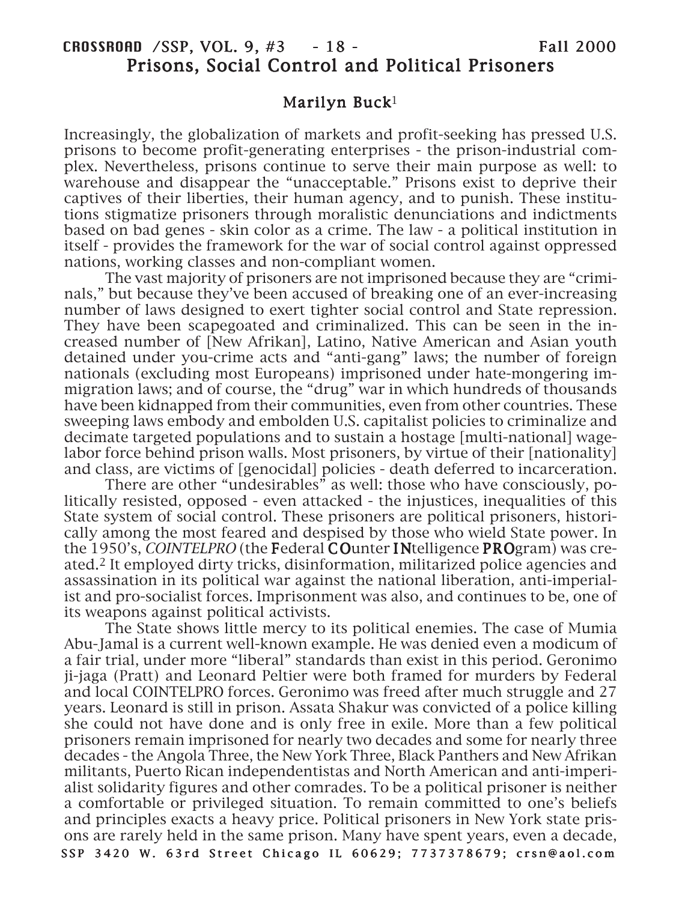# Prisons, Social Control and Political Prisoners

## Marilyn Buck[1]

Increasingly, the globalization of markets and profit-seeking has pressed U.S. prisons to become profit-generating enterprises - the prison-industrial complex. Nevertheless, prisons continue to serve their main purpose as well: to warehouse and disappear the "unacceptable." Prisons exist to deprive their captives of their liberties, their human agency, and to punish. These institutions stigmatize prisoners through moralistic denunciations and indictments based on bad genes - skin color as a crime. The law - a political institution in itself - provides the framework for the war of social control against oppressed nations, working classes and non-compliant women.

The vast majority of prisoners are not imprisoned because they are "criminals," but because they've been accused of breaking one of an ever-increasing number of laws designed to exert tighter social control and State repression. They have been scapegoated and criminalized. This can be seen in the increased number of [New Afrikan], Latino, Native American and Asian youth detained under you-crime acts and "anti-gang" laws; the number of foreign nationals (excluding most Europeans) imprisoned under hate-mongering immigration laws; and of course, the "drug" war in which hundreds of thousands have been kidnapped from their communities, even from other countries. These sweeping laws embody and embolden U.S. capitalist policies to criminalize and decimate targeted populations and to sustain a hostage [multi-national] wage-labor force behind prison walls. Most prisoners, by virtue of their [nationality] and class, are victims of [genocidal] policies - death deferred to incarceration.

There are other "undesirables" as well: those who have consciously, politically resisted, opposed - even attacked - the injustices, inequalities of this State system of social control. These prisoners are political prisoners, historically among the most feared and despised by those who wield State power. In the 1950's, *COINTELPRO* (the **F**ederal **CO**unter **IN**telligence **PRO**gram) was created.[2] It employed dirty tricks, disinformation, militarized police agencies and assassination in its political war against the national liberation, anti-imperialist and pro-socialist forces. Imprisonment was also, and continues to be, one of its weapons against political activists.

The State shows little mercy to its political enemies. The case of Mumia Abu-Jamal is a current well-known example. He was denied even a modicum of a fair trial, under more "liberal" standards than exist in this period. Geronimo ji-jaga (Pratt) and Leonard Peltier were both framed for murders by Federal and local COINTELPRO forces. Geronimo was freed after much struggle and 27 years. Leonard is still in prison. Assata Shakur was convicted of a police killing she could not have done and is only free in exile. More than a few political prisoners remain imprisoned for nearly two decades and some for nearly three decades - the Angola Three, the New York Three, Black Panthers and New Afrikan militants, Puerto Rican independentistas and North American and anti-imperialist solidarity figures and other comrades. To be a political prisoner is neither a comfortable or privileged situation. To remain committed to one's beliefs and principles exacts a heavy price. Political prisoners in New York state prisons are rarely held in the same prison. Many have spent years, even a decade,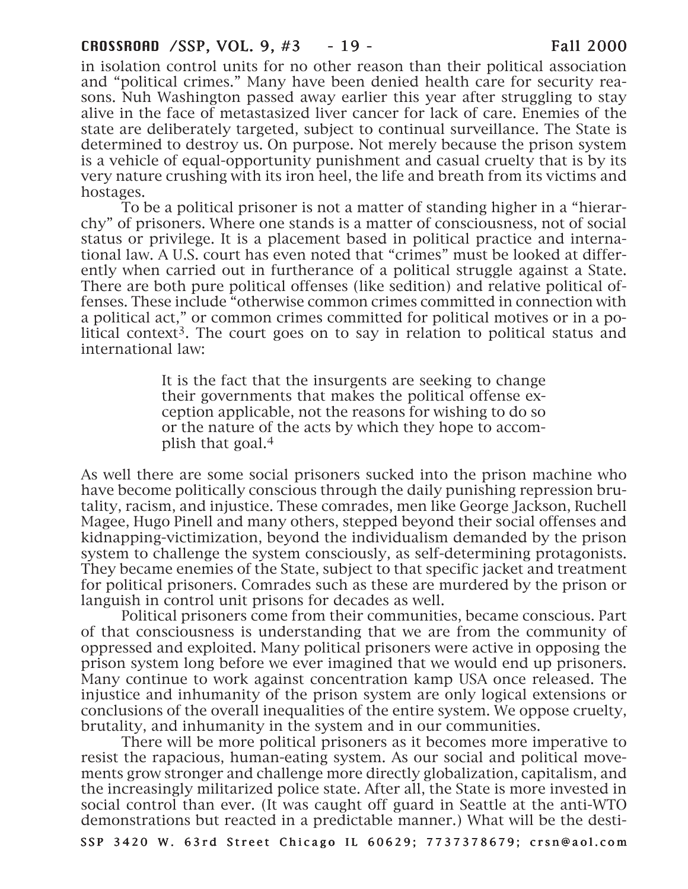in isolation control units for no other reason than their political association and "political crimes." Many have been denied health care for security reasons. Nuh Washington passed away earlier this year after struggling to stay alive in the face of metastasized liver cancer for lack of care. Enemies of the state are deliberately targeted, subject to continual surveillance. The State is determined to destroy us. On purpose. Not merely because the prison system is a vehicle of equal-opportunity punishment and casual cruelty that is by its very nature crushing with its iron heel, the life and breath from its victims and hostages.

To be a political prisoner is not a matter of standing higher in a "hierarchy" of prisoners. Where one stands is a matter of consciousness, not of social status or privilege. It is a placement based in political practice and international law. A U.S. court has even noted that "crimes" must be looked at differently when carried out in furtherance of a political struggle against a State. There are both pure political offenses (like sedition) and relative political offenses. These include "otherwise common crimes committed in connection with a political act," or common crimes committed for political motives or in a political context[3]. The court goes on to say in relation to political status and international law:

> It is the fact that the insurgents are seeking to change their governments that makes the political offense exception applicable, not the reasons for wishing to do so or the nature of the acts by which they hope to accomplish that goal.[4]

As well there are some social prisoners sucked into the prison machine who have become politically conscious through the daily punishing repression brutality, racism, and injustice. These comrades, men like George Jackson, Ruchell Magee, Hugo Pinell and many others, stepped beyond their social offenses and kidnapping-victimization, beyond the individualism demanded by the prison system to challenge the system consciously, as self-determining protagonists. They became enemies of the State, subject to that specific jacket and treatment for political prisoners. Comrades such as these are murdered by the prison or languish in control unit prisons for decades as well.

Political prisoners come from their communities, became conscious. Part of that consciousness is understanding that we are from the community of oppressed and exploited. Many political prisoners were active in opposing the prison system long before we ever imagined that we would end up prisoners. Many continue to work against concentration kamp USA once released. The injustice and inhumanity of the prison system are only logical extensions or conclusions of the overall inequalities of the entire system. We oppose cruelty, brutality, and inhumanity in the system and in our communities.

There will be more political prisoners as it becomes more imperative to resist the rapacious, human-eating system. As our social and political movements grow stronger and challenge more directly globalization, capitalism, and the increasingly militarized police state. After all, the State is more invested in social control than ever. (It was caught off guard in Seattle at the anti-WTO demonstrations but reacted in a predictable manner.) What will be the desti-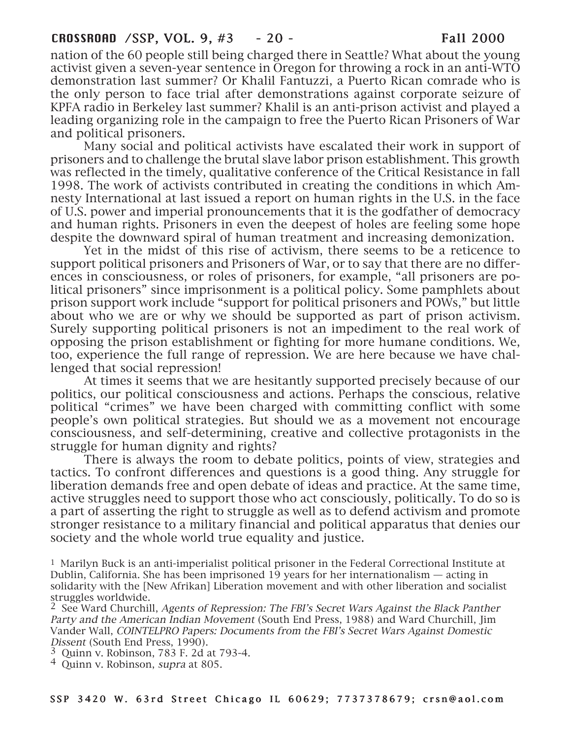nation of the 60 people still being charged there in Seattle? What about the young activist given a seven-year sentence in Oregon for throwing a rock in an anti-WTO demonstration last summer? Or Khalil Fantuzzi, a Puerto Rican comrade who is the only person to face trial after demonstrations against corporate seizure of KPFA radio in Berkeley last summer? Khalil is an anti-prison activist and played a leading organizing role in the campaign to free the Puerto Rican Prisoners of War and political prisoners.

Many social and political activists have escalated their work in support of prisoners and to challenge the brutal slave labor prison establishment. This growth was reflected in the timely, qualitative conference of the Critical Resistance in fall 1998. The work of activists contributed in creating the conditions in which Amnesty International at last issued a report on human rights in the U.S. in the face of U.S. power and imperial pronouncements that it is the godfather of democracy and human rights. Prisoners in even the deepest of holes are feeling some hope despite the downward spiral of human treatment and increasing demonization.

Yet in the midst of this rise of activism, there seems to be a reticence to support political prisoners and Prisoners of War, or to say that there are no differences in consciousness, or roles of prisoners, for example, "all prisoners are political prisoners" since imprisonment is a political policy. Some pamphlets about prison support work include "support for political prisoners and POWs," but little about who we are or why we should be supported as part of prison activism. Surely supporting political prisoners is not an impediment to the real work of opposing the prison establishment or fighting for more humane conditions. We, too, experience the full range of repression. We are here because we have challenged that social repression!

At times it seems that we are hesitantly supported precisely because of our politics, our political consciousness and actions. Perhaps the conscious, relative political "crimes" we have been charged with committing conflict with some people's own political strategies. But should we as a movement not encourage consciousness, and self-determining, creative and collective protagonists in the struggle for human dignity and rights?

There is always the room to debate politics, points of view, strategies and tactics. To confront differences and questions is a good thing. Any struggle for liberation demands free and open debate of ideas and practice. At the same time, active struggles need to support those who act consciously, politically. To do so is a part of asserting the right to struggle as well as to defend activism and promote stronger resistance to a military financial and political apparatus that denies our society and the whole world true equality and justice.

[1] Marilyn Buck is an anti-imperialist political prisoner in the Federal Correctional Institute at Dublin, California. She has been imprisoned 19 years for her internationalism — acting in solidarity with the [New Afrikan] Liberation movement and with other liberation and socialist struggles worldwide.

[2] See Ward Churchill, *Agents of Repression: The FBI's Secret Wars Against the Black Panther Party and the American Indian Movement* (South End Press, 1988) and Ward Churchill, Jim Vander Wall, *COINTELPRO Papers: Documents from the FBI's Secret Wars Against Domestic Dissent* (South End Press, 1990).

[3] Quinn v. Robinson, 783 F. 2d at 793-4.

[4] Quinn v. Robinson, *supra* at 805.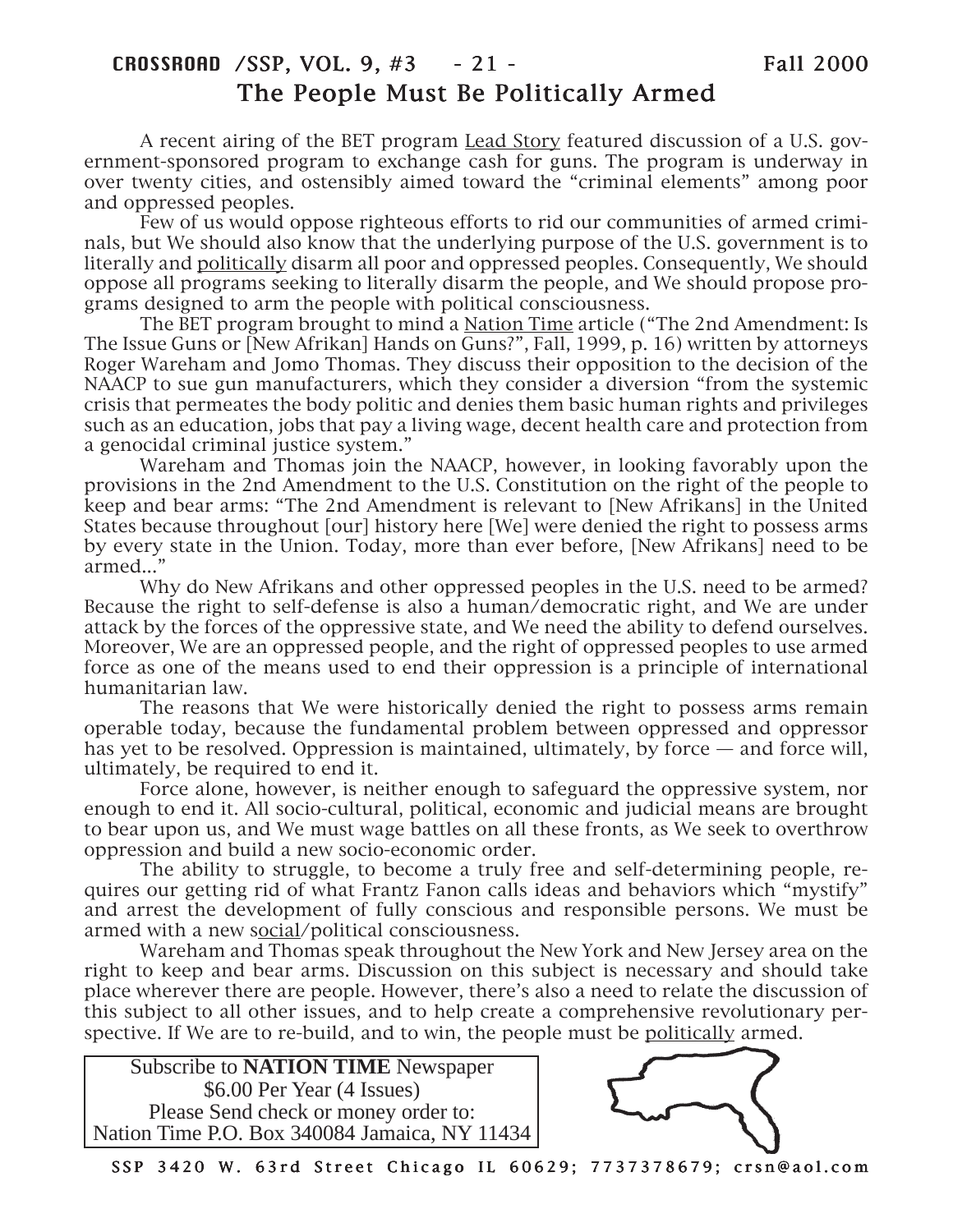# The People Must Be Politically Armed

A recent airing of the BET program Lead Story featured discussion of a U.S. government-sponsored program to exchange cash for guns. The program is underway in over twenty cities, and ostensibly aimed toward the "criminal elements" among poor and oppressed peoples.

Few of us would oppose righteous efforts to rid our communities of armed criminals, but We should also know that the underlying purpose of the U.S. government is to literally and politically disarm all poor and oppressed peoples. Consequently, We should oppose all programs seeking to literally disarm the people, and We should propose programs designed to arm the people with political consciousness.

The BET program brought to mind a Nation Time article ("The 2nd Amendment: Is The Issue Guns or [New Afrikan] Hands on Guns?", Fall, 1999, p. 16) written by attorneys Roger Wareham and Jomo Thomas. They discuss their opposition to the decision of the NAACP to sue gun manufacturers, which they consider a diversion "from the systemic crisis that permeates the body politic and denies them basic human rights and privileges such as an education, jobs that pay a living wage, decent health care and protection from a genocidal criminal justice system."

Wareham and Thomas join the NAACP, however, in looking favorably upon the provisions in the 2nd Amendment to the U.S. Constitution on the right of the people to keep and bear arms: "The 2nd Amendment is relevant to [New Afrikans] in the United States because throughout [our] history here [We] were denied the right to possess arms by every state in the Union. Today, more than ever before, [New Afrikans] need to be armed..."

Why do New Afrikans and other oppressed peoples in the U.S. need to be armed? Because the right to self-defense is also a human/democratic right, and We are under attack by the forces of the oppressive state, and We need the ability to defend ourselves. Moreover, We are an oppressed people, and the right of oppressed peoples to use armed force as one of the means used to end their oppression is a principle of international humanitarian law.

The reasons that We were historically denied the right to possess arms remain operable today, because the fundamental problem between oppressed and oppressor has yet to be resolved. Oppression is maintained, ultimately, by force — and force will, ultimately, be required to end it.

Force alone, however, is neither enough to safeguard the oppressive system, nor enough to end it. All socio-cultural, political, economic and judicial means are brought to bear upon us, and We must wage battles on all these fronts, as We seek to overthrow oppression and build a new socio-economic order.

The ability to struggle, to become a truly free and self-determining people, requires our getting rid of what Frantz Fanon calls ideas and behaviors which "mystify" and arrest the development of fully conscious and responsible persons. We must be armed with a new social/political consciousness.

Wareham and Thomas speak throughout the New York and New Jersey area on the right to keep and bear arms. Discussion on this subject is necessary and should take place wherever there are people. However, there's also a need to relate the discussion of this subject to all other issues, and to help create a comprehensive revolutionary perspective. If We are to re-build, and to win, the people must be politically armed.

Subscribe to **NATION TIME** Newspaper
$6.00 Per Year (4 Issues)
Please Send check or money order to:
Nation Time P.O. Box 340084 Jamaica, NY 11434

SSP 3420 W. 63rd Street Chicago IL 60629; 7737378679; crsn@aol.com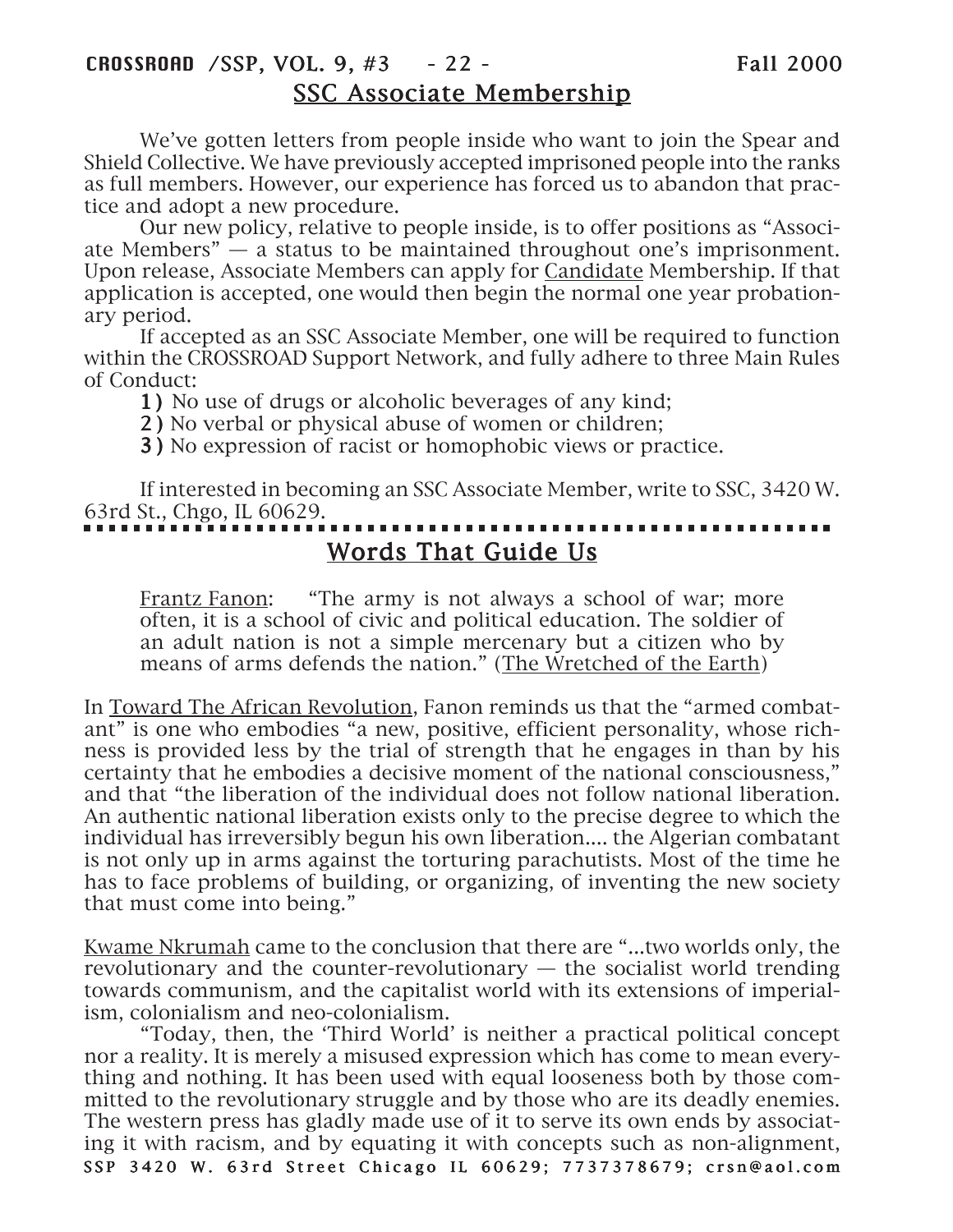## SSC Associate Membership

We've gotten letters from people inside who want to join the Spear and Shield Collective. We have previously accepted imprisoned people into the ranks as full members. However, our experience has forced us to abandon that practice and adopt a new procedure.

Our new policy, relative to people inside, is to offer positions as "Associate Members" — a status to be maintained throughout one's imprisonment. Upon release, Associate Members can apply for Candidate Membership. If that application is accepted, one would then begin the normal one year probationary period.

If accepted as an SSC Associate Member, one will be required to function within the CROSSROAD Support Network, and fully adhere to three Main Rules of Conduct:

**1)** No use of drugs or alcoholic beverages of any kind;
**2)** No verbal or physical abuse of women or children;
**3)** No expression of racist or homophobic views or practice.

If interested in becoming an SSC Associate Member, write to SSC, 3420 W. 63rd St., Chgo, IL 60629.

## Words That Guide Us

Frantz Fanon: "The army is not always a school of war; more often, it is a school of civic and political education. The soldier of an adult nation is not a simple mercenary but a citizen who by means of arms defends the nation." (The Wretched of the Earth)

In Toward The African Revolution, Fanon reminds us that the "armed combatant" is one who embodies "a new, positive, efficient personality, whose richness is provided less by the trial of strength that he engages in than by his certainty that he embodies a decisive moment of the national consciousness," and that "the liberation of the individual does not follow national liberation. An authentic national liberation exists only to the precise degree to which the individual has irreversibly begun his own liberation.... the Algerian combatant is not only up in arms against the torturing parachutists. Most of the time he has to face problems of building, or organizing, of inventing the new society that must come into being."

Kwame Nkrumah came to the conclusion that there are "...two worlds only, the revolutionary and the counter-revolutionary — the socialist world trending towards communism, and the capitalist world with its extensions of imperialism, colonialism and neo-colonialism.

"Today, then, the 'Third World' is neither a practical political concept nor a reality. It is merely a misused expression which has come to mean everything and nothing. It has been used with equal looseness both by those committed to the revolutionary struggle and by those who are its deadly enemies. The western press has gladly made use of it to serve its own ends by associating it with racism, and by equating it with concepts such as non-alignment,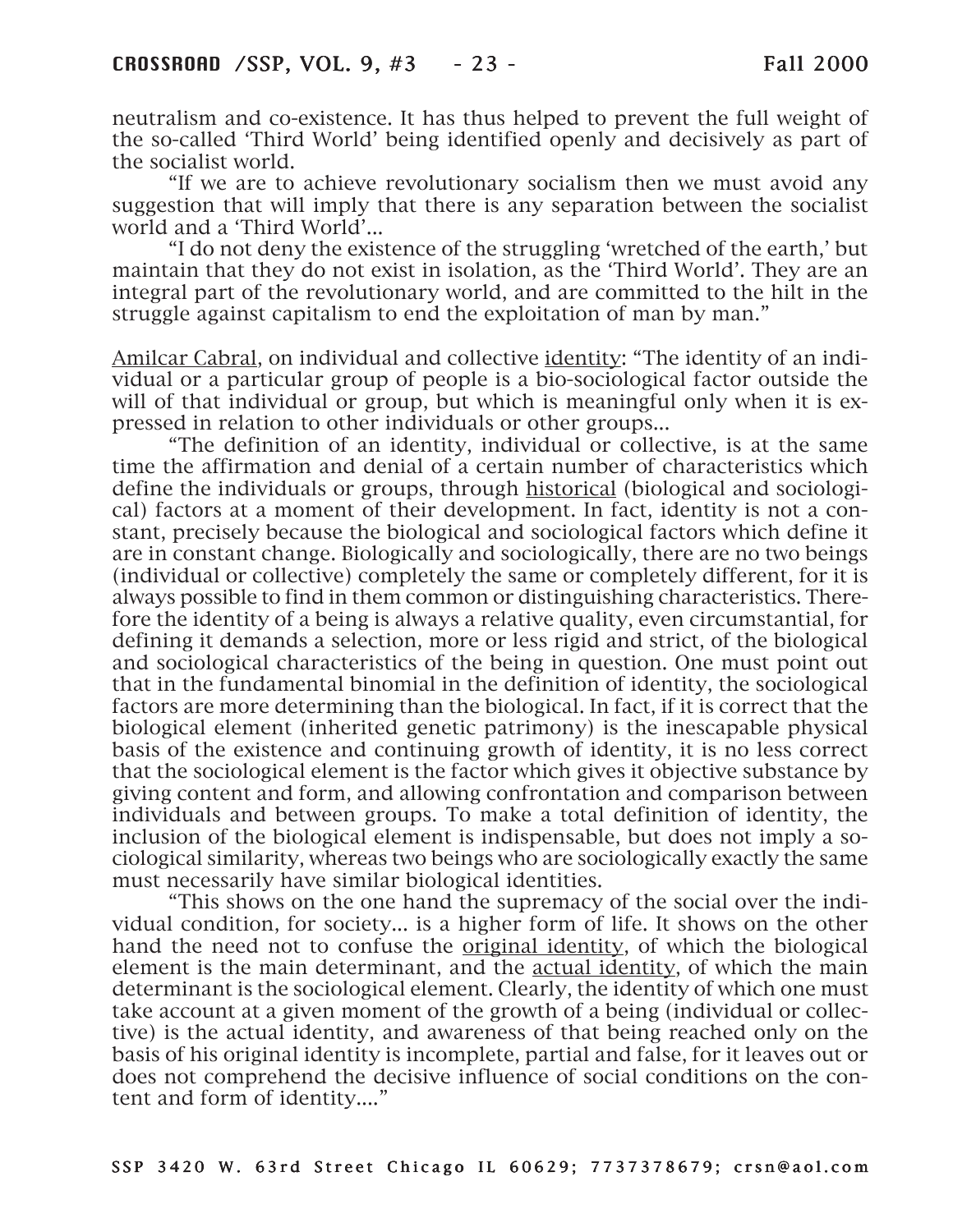neutralism and co-existence. It has thus helped to prevent the full weight of the so-called 'Third World' being identified openly and decisively as part of the socialist world.

"If we are to achieve revolutionary socialism then we must avoid any suggestion that will imply that there is any separation between the socialist world and a 'Third World'...

"I do not deny the existence of the struggling 'wretched of the earth,' but maintain that they do not exist in isolation, as the 'Third World'. They are an integral part of the revolutionary world, and are committed to the hilt in the struggle against capitalism to end the exploitation of man by man."

<u>Amilcar Cabral</u>, on individual and collective <u>identity</u>: "The identity of an individual or a particular group of people is a bio-sociological factor outside the will of that individual or group, but which is meaningful only when it is expressed in relation to other individuals or other groups...

"The definition of an identity, individual or collective, is at the same time the affirmation and denial of a certain number of characteristics which define the individuals or groups, through <u>historical</u> (biological and sociological) factors at a moment of their development. In fact, identity is not a constant, precisely because the biological and sociological factors which define it are in constant change. Biologically and sociologically, there are no two beings (individual or collective) completely the same or completely different, for it is always possible to find in them common or distinguishing characteristics. Therefore the identity of a being is always a relative quality, even circumstantial, for defining it demands a selection, more or less rigid and strict, of the biological and sociological characteristics of the being in question. One must point out that in the fundamental binomial in the definition of identity, the sociological factors are more determining than the biological. In fact, if it is correct that the biological element (inherited genetic patrimony) is the inescapable physical basis of the existence and continuing growth of identity, it is no less correct that the sociological element is the factor which gives it objective substance by giving content and form, and allowing confrontation and comparison between individuals and between groups. To make a total definition of identity, the inclusion of the biological element is indispensable, but does not imply a sociological similarity, whereas two beings who are sociologically exactly the same must necessarily have similar biological identities.

"This shows on the one hand the supremacy of the social over the individual condition, for society... is a higher form of life. It shows on the other hand the need not to confuse the <u>original identity</u>, of which the biological element is the main determinant, and the <u>actual identity</u>, of which the main determinant is the sociological element. Clearly, the identity of which one must take account at a given moment of the growth of a being (individual or collective) is the actual identity, and awareness of that being reached only on the basis of his original identity is incomplete, partial and false, for it leaves out or does not comprehend the decisive influence of social conditions on the content and form of identity...."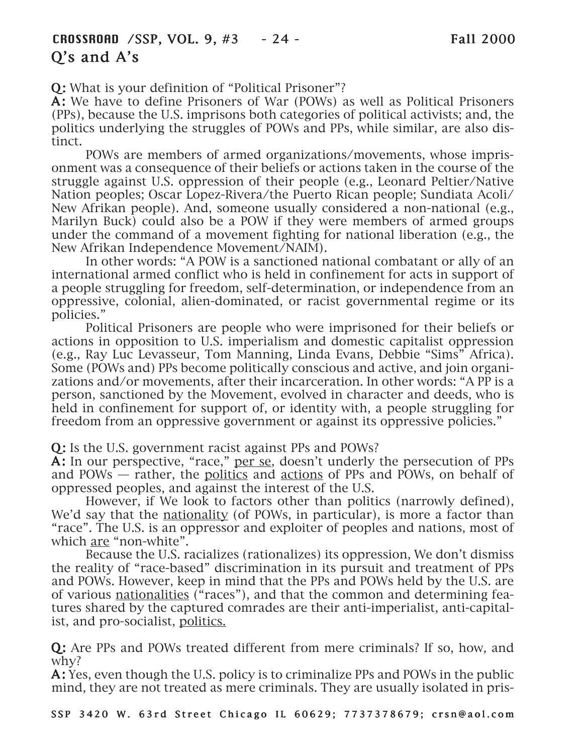## Q's and A's

**Q:** What is your definition of "Political Prisoner"?

**A:** We have to define Prisoners of War (POWs) as well as Political Prisoners (PPs), because the U.S. imprisons both categories of political activists; and, the politics underlying the struggles of POWs and PPs, while similar, are also distinct.

POWs are members of armed organizations/movements, whose imprisonment was a consequence of their beliefs or actions taken in the course of the struggle against U.S. oppression of their people (e.g., Leonard Peltier/Native Nation peoples; Oscar Lopez-Rivera/the Puerto Rican people; Sundiata Acoli/New Afrikan people). And, someone usually considered a non-national (e.g., Marilyn Buck) could also be a POW if they were members of armed groups under the command of a movement fighting for national liberation (e.g., the New Afrikan Independence Movement/NAIM).

In other words: "A POW is a sanctioned national combatant or ally of an international armed conflict who is held in confinement for acts in support of a people struggling for freedom, self-determination, or independence from an oppressive, colonial, alien-dominated, or racist governmental regime or its policies."

Political Prisoners are people who were imprisoned for their beliefs or actions in opposition to U.S. imperialism and domestic capitalist oppression (e.g., Ray Luc Levasseur, Tom Manning, Linda Evans, Debbie "Sims" Africa). Some (POWs and) PPs become politically conscious and active, and join organizations and/or movements, after their incarceration. In other words: "A PP is a person, sanctioned by the Movement, evolved in character and deeds, who is held in confinement for support of, or identity with, a people struggling for freedom from an oppressive government or against its oppressive policies."

**Q:** Is the U.S. government racist against PPs and POWs?

**A:** In our perspective, "race," per se, doesn't underly the persecution of PPs and POWs — rather, the politics and actions of PPs and POWs, on behalf of oppressed peoples, and against the interest of the U.S.

However, if We look to factors other than politics (narrowly defined), We'd say that the nationality (of POWs, in particular), is more a factor than "race". The U.S. is an oppressor and exploiter of peoples and nations, most of which are "non-white".

Because the U.S. racializes (rationalizes) its oppression, We don't dismiss the reality of "race-based" discrimination in its pursuit and treatment of PPs and POWs. However, keep in mind that the PPs and POWs held by the U.S. are of various nationalities ("races"), and that the common and determining features shared by the captured comrades are their anti-imperialist, anti-capitalist, and pro-socialist, politics.

**Q:** Are PPs and POWs treated different from mere criminals? If so, how, and why?

**A:** Yes, even though the U.S. policy is to criminalize PPs and POWs in the public mind, they are not treated as mere criminals. They are usually isolated in pris-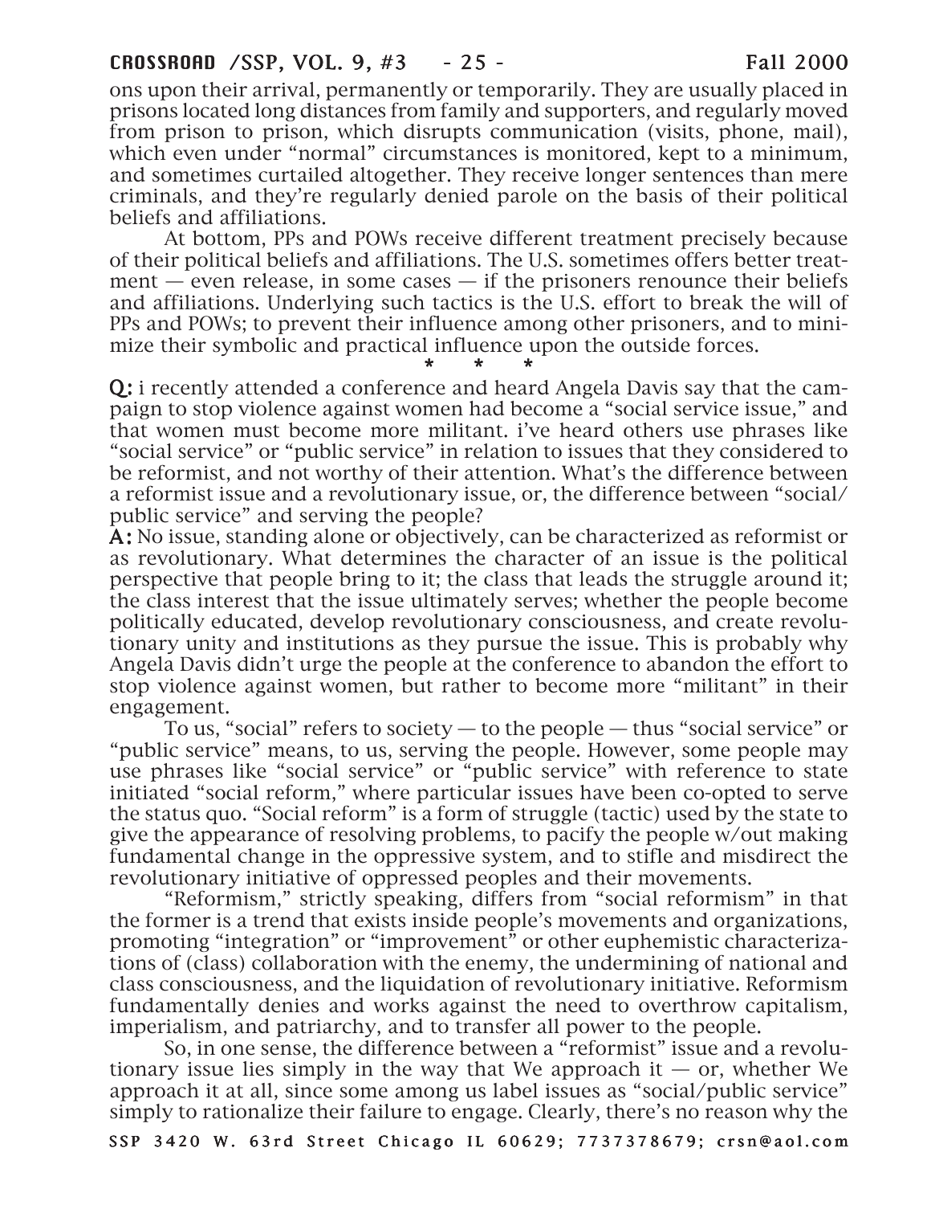ons upon their arrival, permanently or temporarily. They are usually placed in prisons located long distances from family and supporters, and regularly moved from prison to prison, which disrupts communication (visits, phone, mail), which even under "normal" circumstances is monitored, kept to a minimum, and sometimes curtailed altogether. They receive longer sentences than mere criminals, and they're regularly denied parole on the basis of their political beliefs and affiliations.

At bottom, PPs and POWs receive different treatment precisely because of their political beliefs and affiliations. The U.S. sometimes offers better treatment — even release, in some cases — if the prisoners renounce their beliefs and affiliations. Underlying such tactics is the U.S. effort to break the will of PPs and POWs; to prevent their influence among other prisoners, and to minimize their symbolic and practical influence upon the outside forces.

\* \* \*

**Q:** i recently attended a conference and heard Angela Davis say that the campaign to stop violence against women had become a "social service issue," and that women must become more militant. i've heard others use phrases like "social service" or "public service" in relation to issues that they considered to be reformist, and not worthy of their attention. What's the difference between a reformist issue and a revolutionary issue, or, the difference between "social/public service" and serving the people?

**A:** No issue, standing alone or objectively, can be characterized as reformist or as revolutionary. What determines the character of an issue is the political perspective that people bring to it; the class that leads the struggle around it; the class interest that the issue ultimately serves; whether the people become politically educated, develop revolutionary consciousness, and create revolutionary unity and institutions as they pursue the issue. This is probably why Angela Davis didn't urge the people at the conference to abandon the effort to stop violence against women, but rather to become more "militant" in their engagement.

To us, "social" refers to society — to the people — thus "social service" or "public service" means, to us, serving the people. However, some people may use phrases like "social service" or "public service" with reference to state initiated "social reform," where particular issues have been co-opted to serve the status quo. "Social reform" is a form of struggle (tactic) used by the state to give the appearance of resolving problems, to pacify the people w/out making fundamental change in the oppressive system, and to stifle and misdirect the revolutionary initiative of oppressed peoples and their movements.

"Reformism," strictly speaking, differs from "social reformism" in that the former is a trend that exists inside people's movements and organizations, promoting "integration" or "improvement" or other euphemistic characterizations of (class) collaboration with the enemy, the undermining of national and class consciousness, and the liquidation of revolutionary initiative. Reformism fundamentally denies and works against the need to overthrow capitalism, imperialism, and patriarchy, and to transfer all power to the people.

So, in one sense, the difference between a "reformist" issue and a revolutionary issue lies simply in the way that We approach it — or, whether We approach it at all, since some among us label issues as "social/public service" simply to rationalize their failure to engage. Clearly, there's no reason why the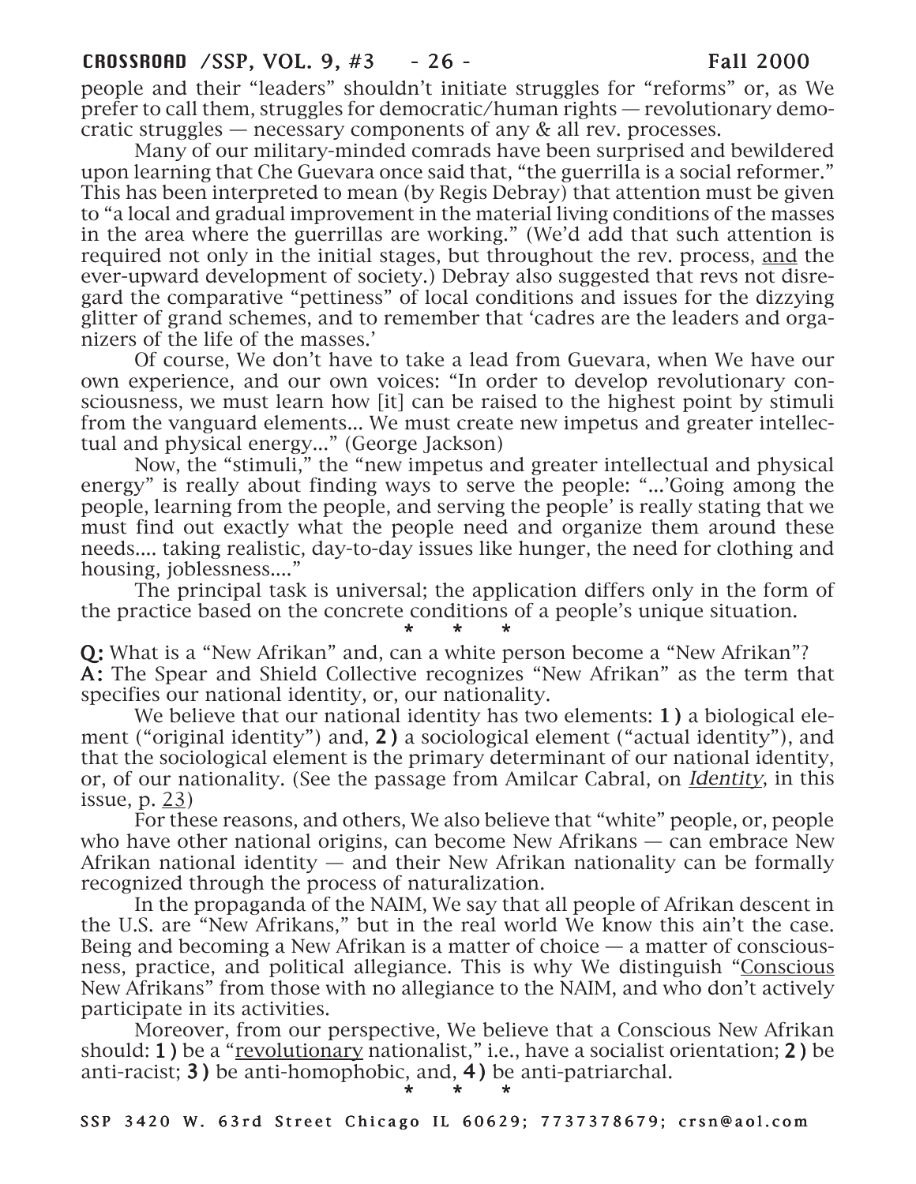people and their "leaders" shouldn't initiate struggles for "reforms" or, as We prefer to call them, struggles for democratic/human rights — revolutionary democratic struggles — necessary components of any & all rev. processes.

Many of our military-minded comrads have been surprised and bewildered upon learning that Che Guevara once said that, "the guerrilla is a social reformer." This has been interpreted to mean (by Regis Debray) that attention must be given to "a local and gradual improvement in the material living conditions of the masses in the area where the guerrillas are working." (We'd add that such attention is required not only in the initial stages, but throughout the rev. process, <u>and</u> the ever-upward development of society.) Debray also suggested that revs not disregard the comparative "pettiness" of local conditions and issues for the dizzying glitter of grand schemes, and to remember that 'cadres are the leaders and organizers of the life of the masses.'

Of course, We don't have to take a lead from Guevara, when We have our own experience, and our own voices: "In order to develop revolutionary consciousness, we must learn how [it] can be raised to the highest point by stimuli from the vanguard elements... We must create new impetus and greater intellectual and physical energy..." (George Jackson)

Now, the "stimuli," the "new impetus and greater intellectual and physical energy" is really about finding ways to serve the people: "...'Going among the people, learning from the people, and serving the people' is really stating that we must find out exactly what the people need and organize them around these needs.... taking realistic, day-to-day issues like hunger, the need for clothing and housing, joblessness...."

The principal task is universal; the application differs only in the form of the practice based on the concrete conditions of a people's unique situation.

\* \* \*

**Q:** What is a "New Afrikan" and, can a white person become a "New Afrikan"?

**A:** The Spear and Shield Collective recognizes "New Afrikan" as the term that specifies our national identity, or, our nationality.

We believe that our national identity has two elements: **1)** a biological element ("original identity") and, **2)** a sociological element ("actual identity"), and that the sociological element is the primary determinant of our national identity, or, of our nationality. (See the passage from Amilcar Cabral, on <u>*Identity*</u>, in this issue, p. <u>23</u>)

For these reasons, and others, We also believe that "white" people, or, people who have other national origins, can become New Afrikans — can embrace New Afrikan national identity — and their New Afrikan nationality can be formally recognized through the process of naturalization.

In the propaganda of the NAIM, We say that all people of Afrikan descent in the U.S. are "New Afrikans," but in the real world We know this ain't the case. Being and becoming a New Afrikan is a matter of choice — a matter of consciousness, practice, and political allegiance. This is why We distinguish "<u>Conscious</u> New Afrikans" from those with no allegiance to the NAIM, and who don't actively participate in its activities.

Moreover, from our perspective, We believe that a Conscious New Afrikan should: **1)** be a "<u>revolutionary</u> nationalist," i.e., have a socialist orientation; **2)** be anti-racist; **3)** be anti-homophobic, and, **4)** be anti-patriarchal.

\* \* \*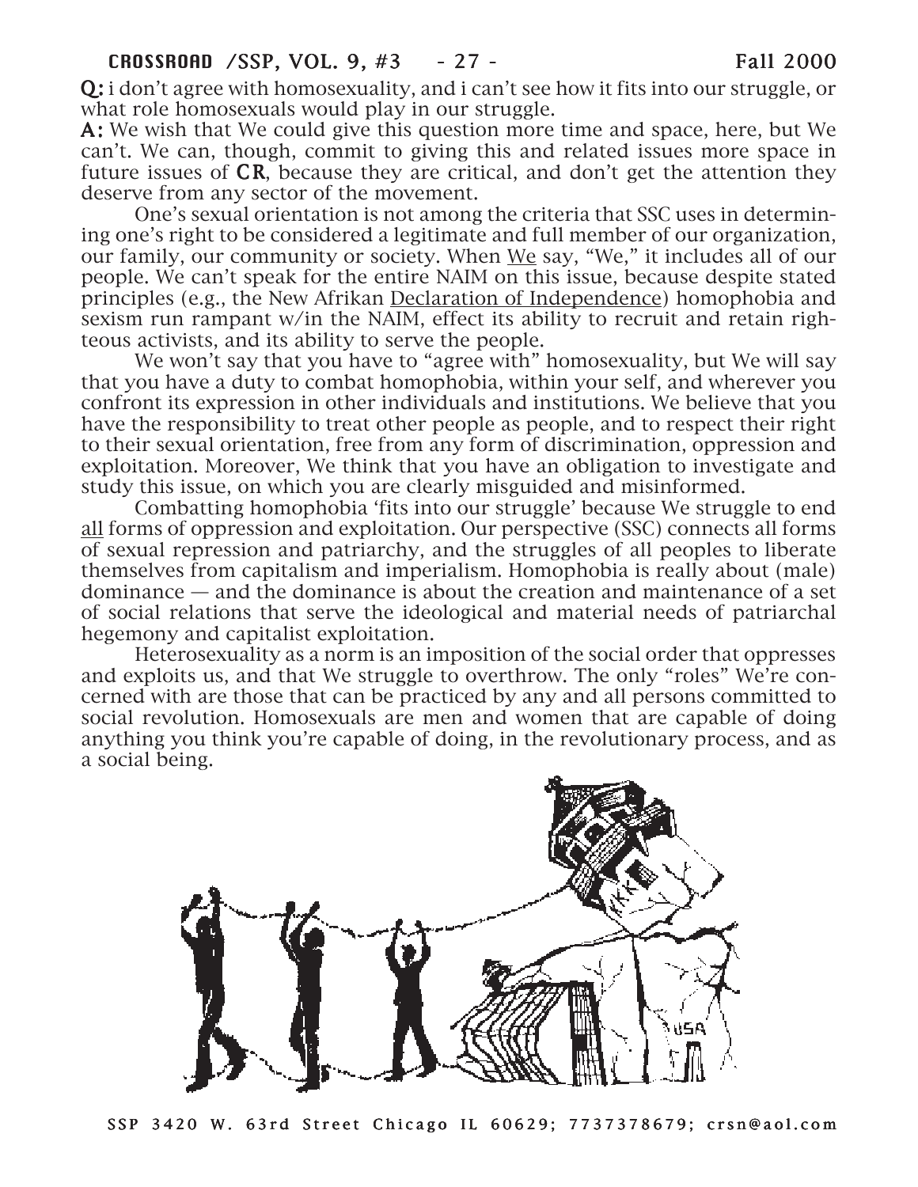**Q:** i don't agree with homosexuality, and i can't see how it fits into our struggle, or what role homosexuals would play in our struggle.

**A:** We wish that We could give this question more time and space, here, but We can't. We can, though, commit to giving this and related issues more space in future issues of **CR**, because they are critical, and don't get the attention they deserve from any sector of the movement.

One's sexual orientation is not among the criteria that SSC uses in determining one's right to be considered a legitimate and full member of our organization, our family, our community or society. When <u>We</u> say, "We," it includes all of our people. We can't speak for the entire NAIM on this issue, because despite stated principles (e.g., the New Afrikan <u>Declaration of Independence</u>) homophobia and sexism run rampant w/in the NAIM, effect its ability to recruit and retain righteous activists, and its ability to serve the people.

We won't say that you have to "agree with" homosexuality, but We will say that you have a duty to combat homophobia, within your self, and wherever you confront its expression in other individuals and institutions. We believe that you have the responsibility to treat other people as people, and to respect their right to their sexual orientation, free from any form of discrimination, oppression and exploitation. Moreover, We think that you have an obligation to investigate and study this issue, on which you are clearly misguided and misinformed.

Combatting homophobia 'fits into our struggle' because We struggle to end <u>all</u> forms of oppression and exploitation. Our perspective (SSC) connects all forms of sexual repression and patriarchy, and the struggles of all peoples to liberate themselves from capitalism and imperialism. Homophobia is really about (male) dominance — and the dominance is about the creation and maintenance of a set of social relations that serve the ideological and material needs of patriarchal hegemony and capitalist exploitation.

Heterosexuality as a norm is an imposition of the social order that oppresses and exploits us, and that We struggle to overthrow. The only "roles" We're concerned with are those that can be practiced by any and all persons committed to social revolution. Homosexuals are men and women that are capable of doing anything you think you're capable of doing, in the revolutionary process, and as a social being.

SSP 3420 W. 63rd Street Chicago IL 60629; 7737378679; crsn@aol.com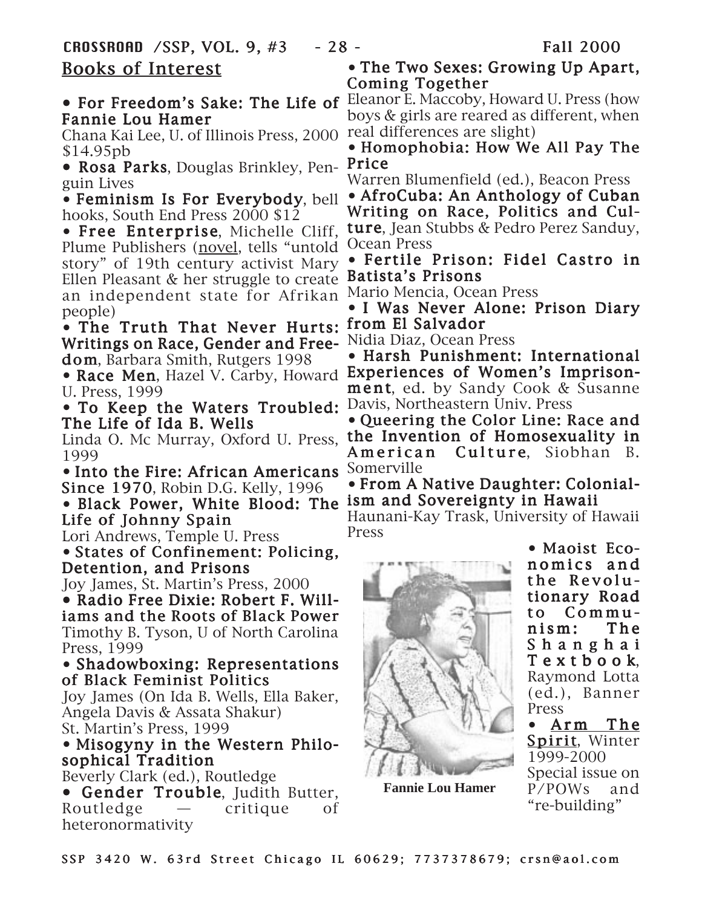## Books of Interest

- **For Freedom's Sake: The Life of Fannie Lou Hamer**
  Chana Kai Lee, U. of Illinois Press, 2000 $14.95pb
- **Rosa Parks**, Douglas Brinkley, Penguin Lives
- **Feminism Is For Everybody**, bell hooks, South End Press 2000 $12
- **Free Enterprise**, Michelle Cliff, Plume Publishers (novel, tells "untold story" of 19th century activist Mary Ellen Pleasant & her struggle to create an independent state for Afrikan people)
- **The Truth That Never Hurts: Writings on Race, Gender and Freedom**, Barbara Smith, Rutgers 1998
- **Race Men**, Hazel V. Carby, Howard U. Press, 1999
- **To Keep the Waters Troubled: The Life of Ida B. Wells**
  Linda O. Mc Murray, Oxford U. Press, 1999
- **Into the Fire: African Americans Since 1970**, Robin D.G. Kelly, 1996
- **Black Power, White Blood: The Life of Johnny Spain**
  Lori Andrews, Temple U. Press
- **States of Confinement: Policing, Detention, and Prisons**
  Joy James, St. Martin's Press, 2000
- **Radio Free Dixie: Robert F. Williams and the Roots of Black Power**
  Timothy B. Tyson, U of North Carolina Press, 1999
- **Shadowboxing: Representations of Black Feminist Politics**
  Joy James (On Ida B. Wells, Ella Baker, Angela Davis & Assata Shakur)
  St. Martin's Press, 1999
- **Misogyny in the Western Philosophical Tradition**
  Beverly Clark (ed.), Routledge
- **Gender Trouble**, Judith Butter, Routledge — critique of heteronormativity
- **The Two Sexes: Growing Up Apart, Coming Together**
  Eleanor E. Maccoby, Howard U. Press (how boys & girls are reared as different, when real differences are slight)
- **Homophobia: How We All Pay The Price**
  Warren Blumenfield (ed.), Beacon Press
- **AfroCuba: An Anthology of Cuban Writing on Race, Politics and Culture**, Jean Stubbs & Pedro Perez Sanduy, Ocean Press
- **Fertile Prison: Fidel Castro in Batista's Prisons**
  Mario Mencia, Ocean Press
- **I Was Never Alone: Prison Diary from El Salvador**
  Nidia Diaz, Ocean Press
- **Harsh Punishment: International Experiences of Women's Imprisonment**, ed. by Sandy Cook & Susanne Davis, Northeastern Univ. Press
- **Queering the Color Line: Race and the Invention of Homosexuality in American Culture**, Siobhan B. Somerville
- **From A Native Daughter: Colonialism and Sovereignty in Hawaii**
  Haunani-Kay Trask, University of Hawaii Press
- **Maoist Economics and the Revolutionary Road to Communism: The Shanghai Textbook**, Raymond Lotta (ed.), Banner Press
- **Arm The Spirit**, Winter 1999-2000 Special issue on P/POWs and "re-building"

Fannie Lou Hamer

SSP 3420 W. 63rd Street Chicago IL 60629; 7737378679; crsn@aol.com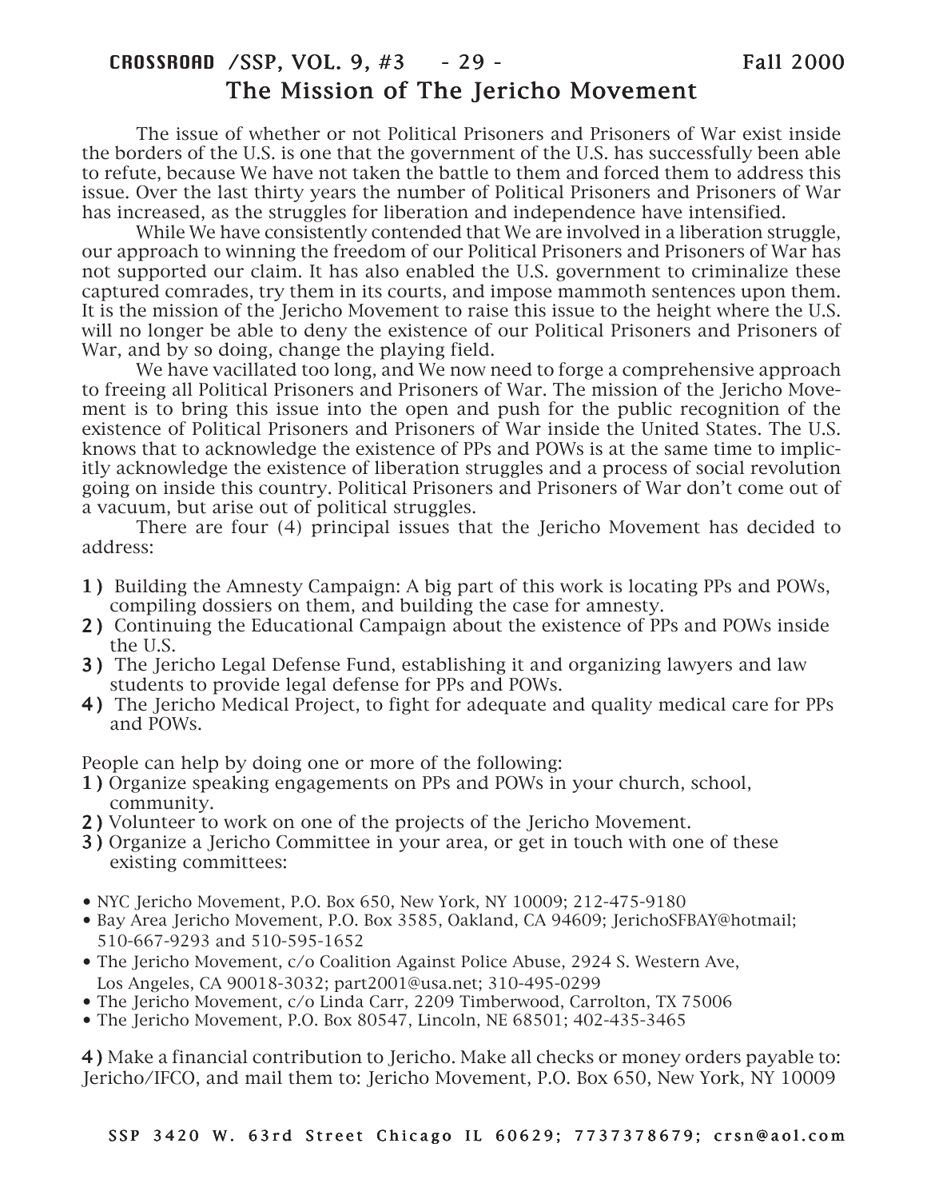# The Mission of The Jericho Movement

The issue of whether or not Political Prisoners and Prisoners of War exist inside the borders of the U.S. is one that the government of the U.S. has successfully been able to refute, because We have not taken the battle to them and forced them to address this issue. Over the last thirty years the number of Political Prisoners and Prisoners of War has increased, as the struggles for liberation and independence have intensified.

While We have consistently contended that We are involved in a liberation struggle, our approach to winning the freedom of our Political Prisoners and Prisoners of War has not supported our claim. It has also enabled the U.S. government to criminalize these captured comrades, try them in its courts, and impose mammoth sentences upon them. It is the mission of the Jericho Movement to raise this issue to the height where the U.S. will no longer be able to deny the existence of our Political Prisoners and Prisoners of War, and by so doing, change the playing field.

We have vacillated too long, and We now need to forge a comprehensive approach to freeing all Political Prisoners and Prisoners of War. The mission of the Jericho Movement is to bring this issue into the open and push for the public recognition of the existence of Political Prisoners and Prisoners of War inside the United States. The U.S. knows that to acknowledge the existence of PPs and POWs is at the same time to implicitly acknowledge the existence of liberation struggles and a process of social revolution going on inside this country. Political Prisoners and Prisoners of War don't come out of a vacuum, but arise out of political struggles.

There are four (4) principal issues that the Jericho Movement has decided to address:

**1)** Building the Amnesty Campaign: A big part of this work is locating PPs and POWs, compiling dossiers on them, and building the case for amnesty.
**2)** Continuing the Educational Campaign about the existence of PPs and POWs inside the U.S.
**3)** The Jericho Legal Defense Fund, establishing it and organizing lawyers and law students to provide legal defense for PPs and POWs.
**4)** The Jericho Medical Project, to fight for adequate and quality medical care for PPs and POWs.

People can help by doing one or more of the following:
**1)** Organize speaking engagements on PPs and POWs in your church, school, community.
**2)** Volunteer to work on one of the projects of the Jericho Movement.
**3)** Organize a Jericho Committee in your area, or get in touch with one of these existing committees:

- NYC Jericho Movement, P.O. Box 650, New York, NY 10009; 212-475-9180
- Bay Area Jericho Movement, P.O. Box 3585, Oakland, CA 94609; JerichoSFBAY@hotmail; 510-667-9293 and 510-595-1652
- The Jericho Movement, c/o Coalition Against Police Abuse, 2924 S. Western Ave, Los Angeles, CA 90018-3032; part2001@usa.net; 310-495-0299
- The Jericho Movement, c/o Linda Carr, 2209 Timberwood, Carrolton, TX 75006
- The Jericho Movement, P.O. Box 80547, Lincoln, NE 68501; 402-435-3465

**4)** Make a financial contribution to Jericho. Make all checks or money orders payable to: Jericho/IFCO, and mail them to: Jericho Movement, P.O. Box 650, New York, NY 10009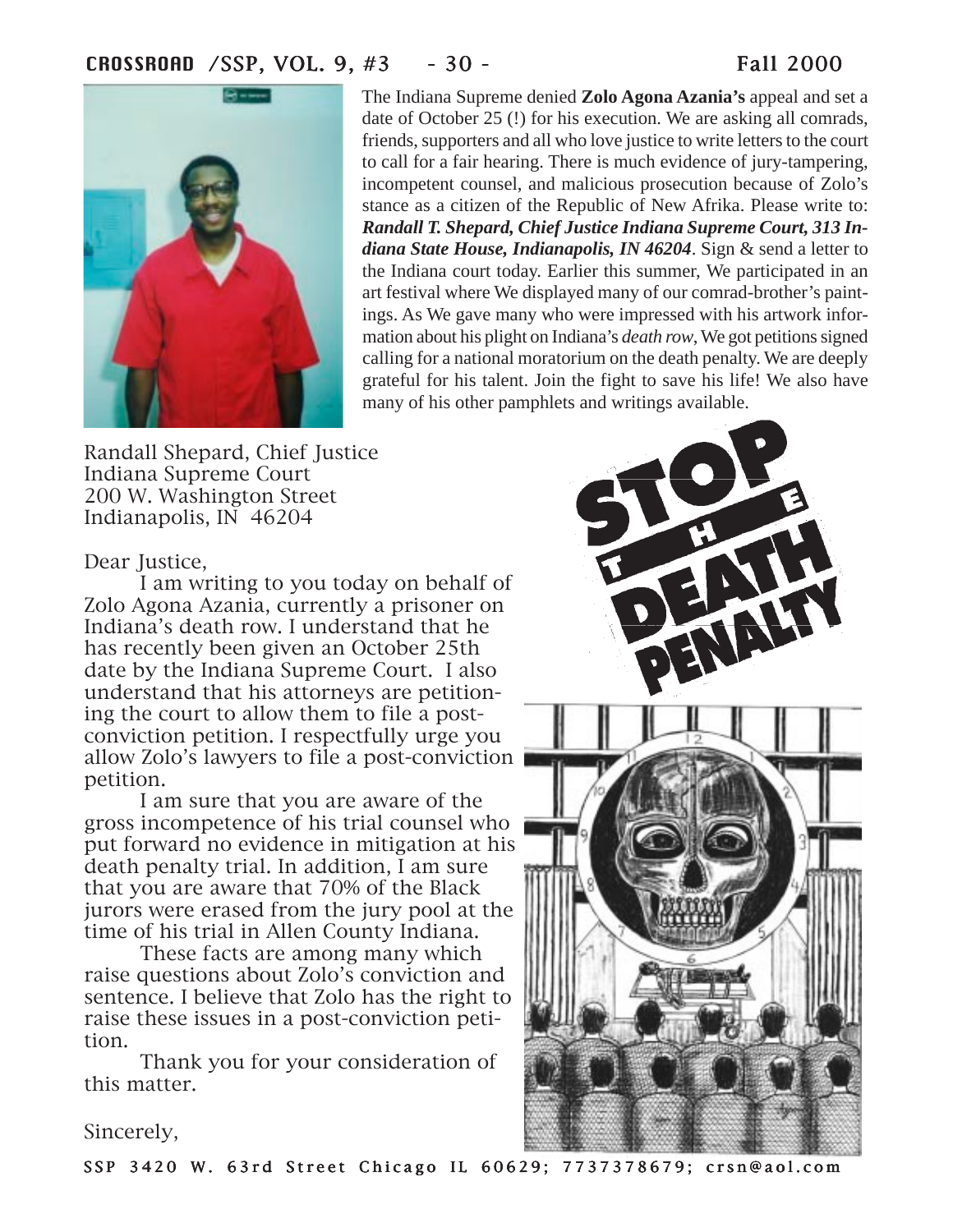The Indiana Supreme denied **Zolo Agona Azania's** appeal and set a date of October 25 (!) for his execution. We are asking all comrads, friends, supporters and all who love justice to write letters to the court to call for a fair hearing. There is much evidence of jury-tampering, incompetent counsel, and malicious prosecution because of Zolo's stance as a citizen of the Republic of New Afrika. Please write to: ***Randall T. Shepard, Chief Justice Indiana Supreme Court, 313 Indiana State House, Indianapolis, IN 46204***. Sign & send a letter to the Indiana court today. Earlier this summer, We participated in an art festival where We displayed many of our comrad-brother's paintings. As We gave many who were impressed with his artwork information about his plight on Indiana's *death row*, We got petitions signed calling for a national moratorium on the death penalty. We are deeply grateful for his talent. Join the fight to save his life! We also have many of his other pamphlets and writings available.

Randall Shepard, Chief Justice
Indiana Supreme Court
200 W. Washington Street
Indianapolis, IN 46204

Dear Justice,

I am writing to you today on behalf of Zolo Agona Azania, currently a prisoner on Indiana's death row. I understand that he has recently been given an October 25th date by the Indiana Supreme Court. I also understand that his attorneys are petitioning the court to allow them to file a post-conviction petition. I respectfully urge you allow Zolo's lawyers to file a post-conviction petition.

I am sure that you are aware of the gross incompetence of his trial counsel who put forward no evidence in mitigation at his death penalty trial. In addition, I am sure that you are aware that 70% of the Black jurors were erased from the jury pool at the time of his trial in Allen County Indiana.

These facts are among many which raise questions about Zolo's conviction and sentence. I believe that Zolo has the right to raise these issues in a post-conviction petition.

Thank you for your consideration of this matter.

Sincerely,

STOP THE DEATH PENALTY

SSP 3420 W. 63rd Street Chicago IL 60629; 7737378679; crsn@aol.com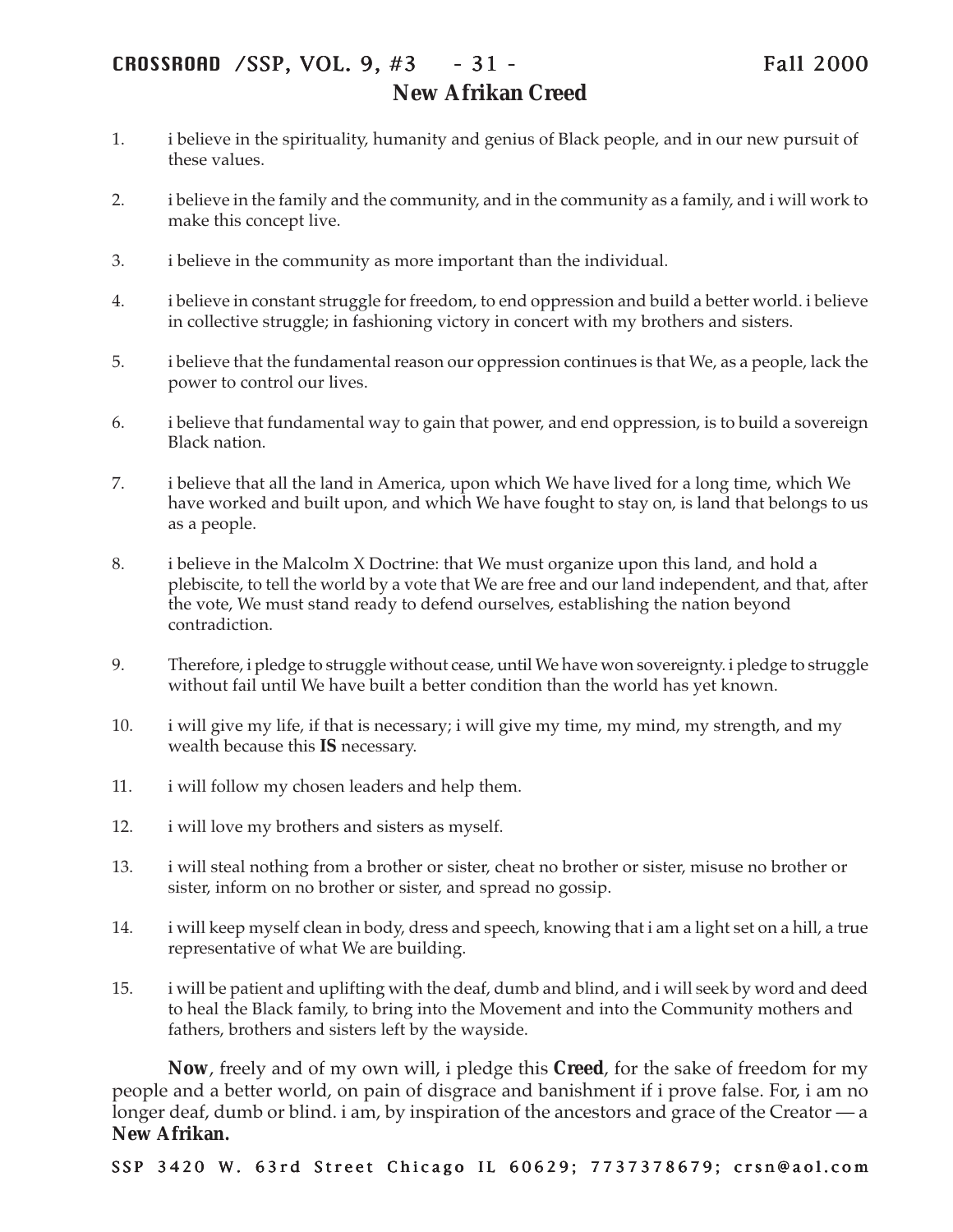# New Afrikan Creed

1. i believe in the spirituality, humanity and genius of Black people, and in our new pursuit of these values.

2. i believe in the family and the community, and in the community as a family, and i will work to make this concept live.

3. i believe in the community as more important than the individual.

4. i believe in constant struggle for freedom, to end oppression and build a better world. i believe in collective struggle; in fashioning victory in concert with my brothers and sisters.

5. i believe that the fundamental reason our oppression continues is that We, as a people, lack the power to control our lives.

6. i believe that fundamental way to gain that power, and end oppression, is to build a sovereign Black nation.

7. i believe that all the land in America, upon which We have lived for a long time, which We have worked and built upon, and which We have fought to stay on, is land that belongs to us as a people.

8. i believe in the Malcolm X Doctrine: that We must organize upon this land, and hold a plebiscite, to tell the world by a vote that We are free and our land independent, and that, after the vote, We must stand ready to defend ourselves, establishing the nation beyond contradiction.

9. Therefore, i pledge to struggle without cease, until We have won sovereignty. i pledge to struggle without fail until We have built a better condition than the world has yet known.

10. i will give my life, if that is necessary; i will give my time, my mind, my strength, and my wealth because this **IS** necessary.

11. i will follow my chosen leaders and help them.

12. i will love my brothers and sisters as myself.

13. i will steal nothing from a brother or sister, cheat no brother or sister, misuse no brother or sister, inform on no brother or sister, and spread no gossip.

14. i will keep myself clean in body, dress and speech, knowing that i am a light set on a hill, a true representative of what We are building.

15. i will be patient and uplifting with the deaf, dumb and blind, and i will seek by word and deed to heal the Black family, to bring into the Movement and into the Community mothers and fathers, brothers and sisters left by the wayside.

**Now**, freely and of my own will, i pledge this **Creed**, for the sake of freedom for my people and a better world, on pain of disgrace and banishment if i prove false. For, i am no longer deaf, dumb or blind. i am, by inspiration of the ancestors and grace of the Creator — a **New Afrikan.**

SSP 3420 W. 63rd Street Chicago IL 60629; 7737378679; crsn@aol.com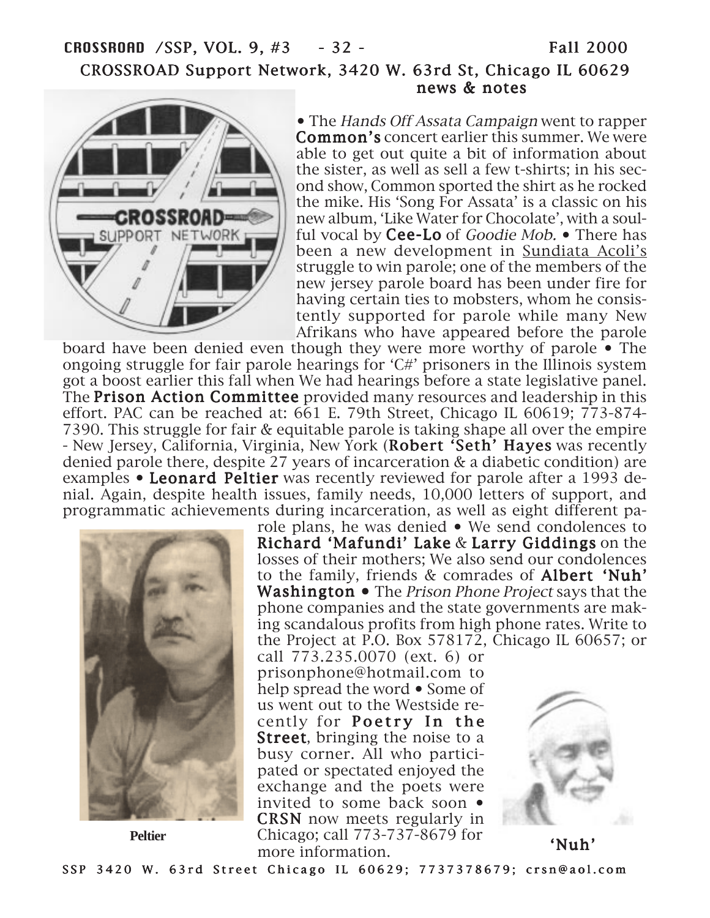CROSSROAD Support Network, 3420 W. 63rd St, Chicago IL 60629

## news & notes

• The *Hands Off Assata Campaign* went to rapper **Common's** concert earlier this summer. We were able to get out quite a bit of information about the sister, as well as sell a few t-shirts; in his second show, Common sported the shirt as he rocked the mike. His 'Song For Assata' is a classic on his new album, 'Like Water for Chocolate', with a soulful vocal by **Cee-Lo** of *Goodie Mob.* • There has been a new development in Sundiata Acoli's struggle to win parole; one of the members of the new jersey parole board has been under fire for having certain ties to mobsters, whom he consistently supported for parole while many New Afrikans who have appeared before the parole board have been denied even though they were more worthy of parole • The ongoing struggle for fair parole hearings for 'C#' prisoners in the Illinois system got a boost earlier this fall when We had hearings before a state legislative panel. The **Prison Action Committee** provided many resources and leadership in this effort. PAC can be reached at: 661 E. 79th Street, Chicago IL 60619; 773-874-7390. This struggle for fair & equitable parole is taking shape all over the empire - New Jersey, California, Virginia, New York (**Robert 'Seth' Hayes** was recently denied parole there, despite 27 years of incarceration & a diabetic condition) are examples • **Leonard Peltier** was recently reviewed for parole after a 1993 denial. Again, despite health issues, family needs, 10,000 letters of support, and programmatic achievements during incarceration, as well as eight different parole plans, he was denied • We send condolences to **Richard 'Mafundi' Lake** & **Larry Giddings** on the losses of their mothers; We also send our condolences to the family, friends & comrades of **Albert 'Nuh' Washington** • The *Prison Phone Project* says that the phone companies and the state governments are making scandalous profits from high phone rates. Write to the Project at P.O. Box 578172, Chicago IL 60657; or call 773.235.0070 (ext. 6) or prisonphone@hotmail.com to help spread the word • Some of us went out to the Westside recently for **Poetry In the Street**, bringing the noise to a busy corner. All who participated or spectated enjoyed the exchange and the poets were invited to some back soon • **CRSN** now meets regularly in Chicago; call 773-737-8679 for more information.

**Peltier**

**'Nuh'**

SSP 3420 W. 63rd Street Chicago IL 60629; 7737378679; crsn@aol.com